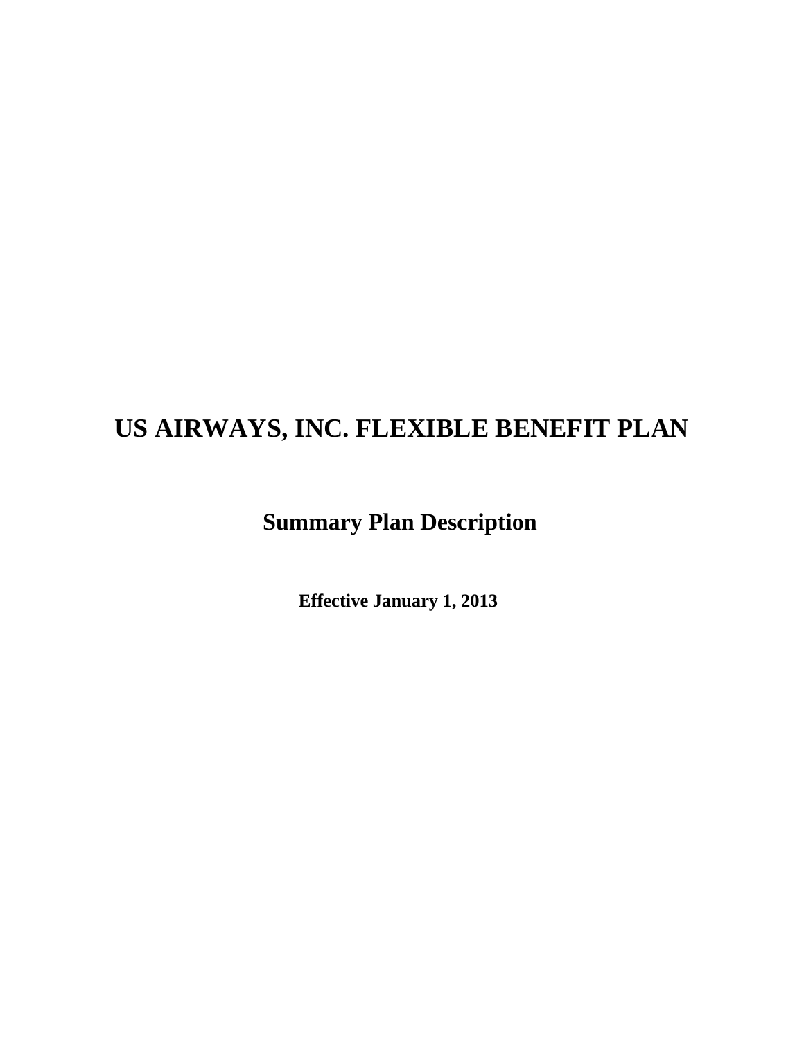# US AIRWAYS, INC. FLEXIBLE BENEFIT PLAN

## Summary Plan Description

**Effective January 1, 2013**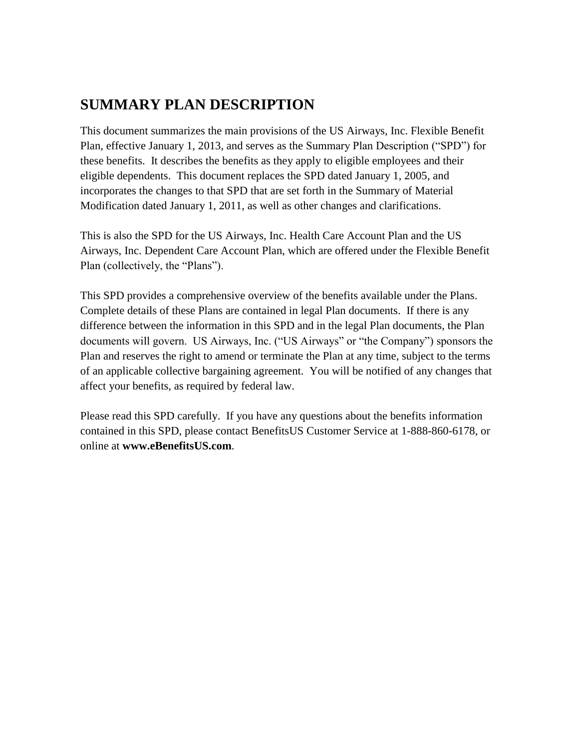# SUMMARY PLAN DESCRIPTION

This document summarizes the main provisions of the US Airways, Inc. Flexible Benefit Plan, effective January 1, 2013, and serves as the Summary Plan Description ("SPD") for these benefits. It describes the benefits as they apply to eligible employees and their eligible dependents. This document replaces the SPD dated January 1, 2005, and incorporates the changes to that SPD that are set forth in the Summary of Material Modification dated January 1, 2011, as well as other changes and clarifications.

This is also the SPD for the US Airways, Inc. Health Care Account Plan and the US Airways, Inc. Dependent Care Account Plan, which are offered under the Flexible Benefit Plan (collectively, the "Plans").

This SPD provides a comprehensive overview of the benefits available under the Plans. Complete details of these Plans are contained in legal Plan documents. If there is any difference between the information in this SPD and in the legal Plan documents, the Plan documents will govern. US Airways, Inc. ("US Airways" or "the Company") sponsors the Plan and reserves the right to amend or terminate the Plan at any time, subject to the terms of an applicable collective bargaining agreement. You will be notified of any changes that affect your benefits, as required by federal law.

Please read this SPD carefully. If you have any questions about the benefits information contained in this SPD, please contact BenefitsUS Customer Service at 1-888-860-6178, or online at **www.eBenefitsUS.com**.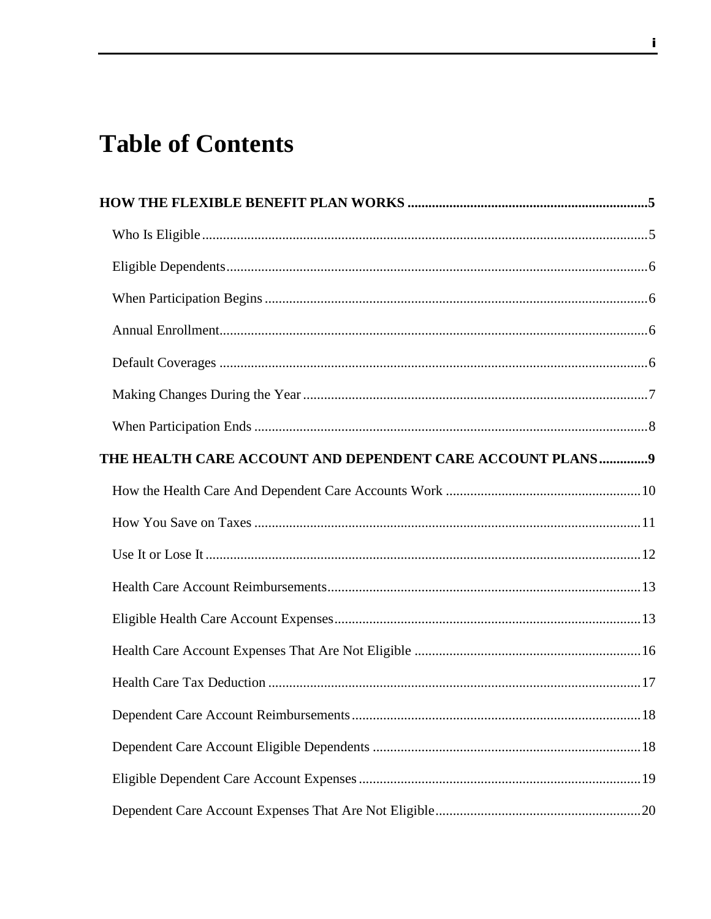# Table of Contents

**HOW THE FLEXIBLE BENEFIT PLAN WORKS ....................................................................5**

- Who Is Eligible ....................................................................................................................5
- Eligible Dependents............................................................................................................6
- When Participation Begins ..................................................................................................6
- Annual Enrollment...............................................................................................................6
- Default Coverages ...............................................................................................................6
- Making Changes During the Year .......................................................................................7
- When Participation Ends .....................................................................................................8

**THE HEALTH CARE ACCOUNT AND DEPENDENT CARE ACCOUNT PLANS..............9**

- How the Health Care And Dependent Care Accounts Work .............................................10
- How You Save on Taxes ....................................................................................................11
- Use It or Lose It ..................................................................................................................12
- Health Care Account Reimbursements...............................................................................13
- Eligible Health Care Account Expenses.............................................................................13
- Health Care Account Expenses That Are Not Eligible ......................................................16
- Health Care Tax Deduction ................................................................................................17
- Dependent Care Account Reimbursements........................................................................18
- Dependent Care Account Eligible Dependents ..................................................................18
- Eligible Dependent Care Account Expenses ......................................................................19
- Dependent Care Account Expenses That Are Not Eligible................................................20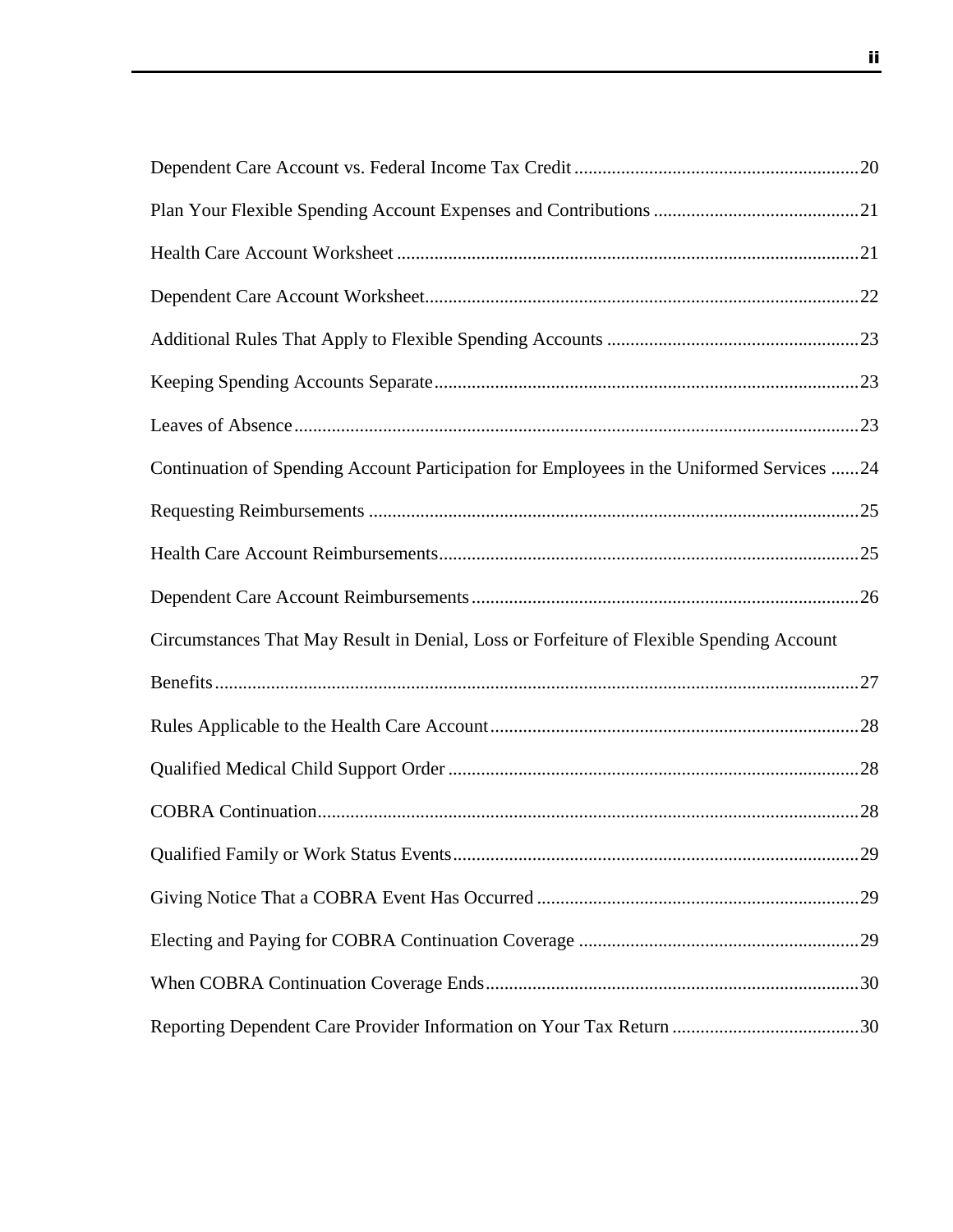Dependent Care Account vs. Federal Income Tax Credit ............................................................20

Plan Your Flexible Spending Account Expenses and Contributions ............................................21

Health Care Account Worksheet ..................................................................................................21

Dependent Care Account Worksheet............................................................................................22

Additional Rules That Apply to Flexible Spending Accounts ......................................................23

Keeping Spending Accounts Separate..........................................................................................23

Leaves of Absence........................................................................................................................23

Continuation of Spending Account Participation for Employees in the Uniformed Services ......24

Requesting Reimbursements ........................................................................................................25

Health Care Account Reimbursements.........................................................................................25

Dependent Care Account Reimbursements..................................................................................26

Circumstances That May Result in Denial, Loss or Forfeiture of Flexible Spending Account Benefits.........................................................................................................................................27

Rules Applicable to the Health Care Account..............................................................................28

Qualified Medical Child Support Order .......................................................................................28

COBRA Continuation...................................................................................................................28

Qualified Family or Work Status Events......................................................................................29

Giving Notice That a COBRA Event Has Occurred ....................................................................29

Electing and Paying for COBRA Continuation Coverage ...........................................................29

When COBRA Continuation Coverage Ends...............................................................................30

Reporting Dependent Care Provider Information on Your Tax Return ........................................30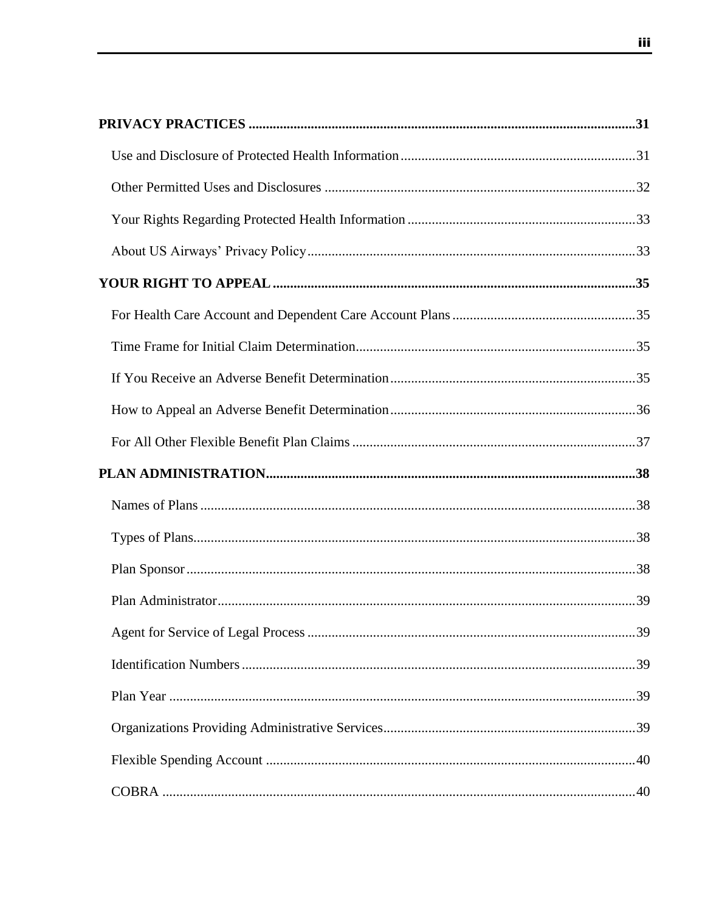**PRIVACY PRACTICES** .......... **31**

Use and Disclosure of Protected Health Information .......... 31

Other Permitted Uses and Disclosures .......... 32

Your Rights Regarding Protected Health Information .......... 33

About US Airways' Privacy Policy .......... 33

**YOUR RIGHT TO APPEAL** .......... **35**

For Health Care Account and Dependent Care Account Plans .......... 35

Time Frame for Initial Claim Determination .......... 35

If You Receive an Adverse Benefit Determination .......... 35

How to Appeal an Adverse Benefit Determination .......... 36

For All Other Flexible Benefit Plan Claims .......... 37

**PLAN ADMINISTRATION** .......... **38**

Names of Plans .......... 38

Types of Plans .......... 38

Plan Sponsor .......... 38

Plan Administrator .......... 39

Agent for Service of Legal Process .......... 39

Identification Numbers .......... 39

Plan Year .......... 39

Organizations Providing Administrative Services .......... 39

Flexible Spending Account .......... 40

COBRA .......... 40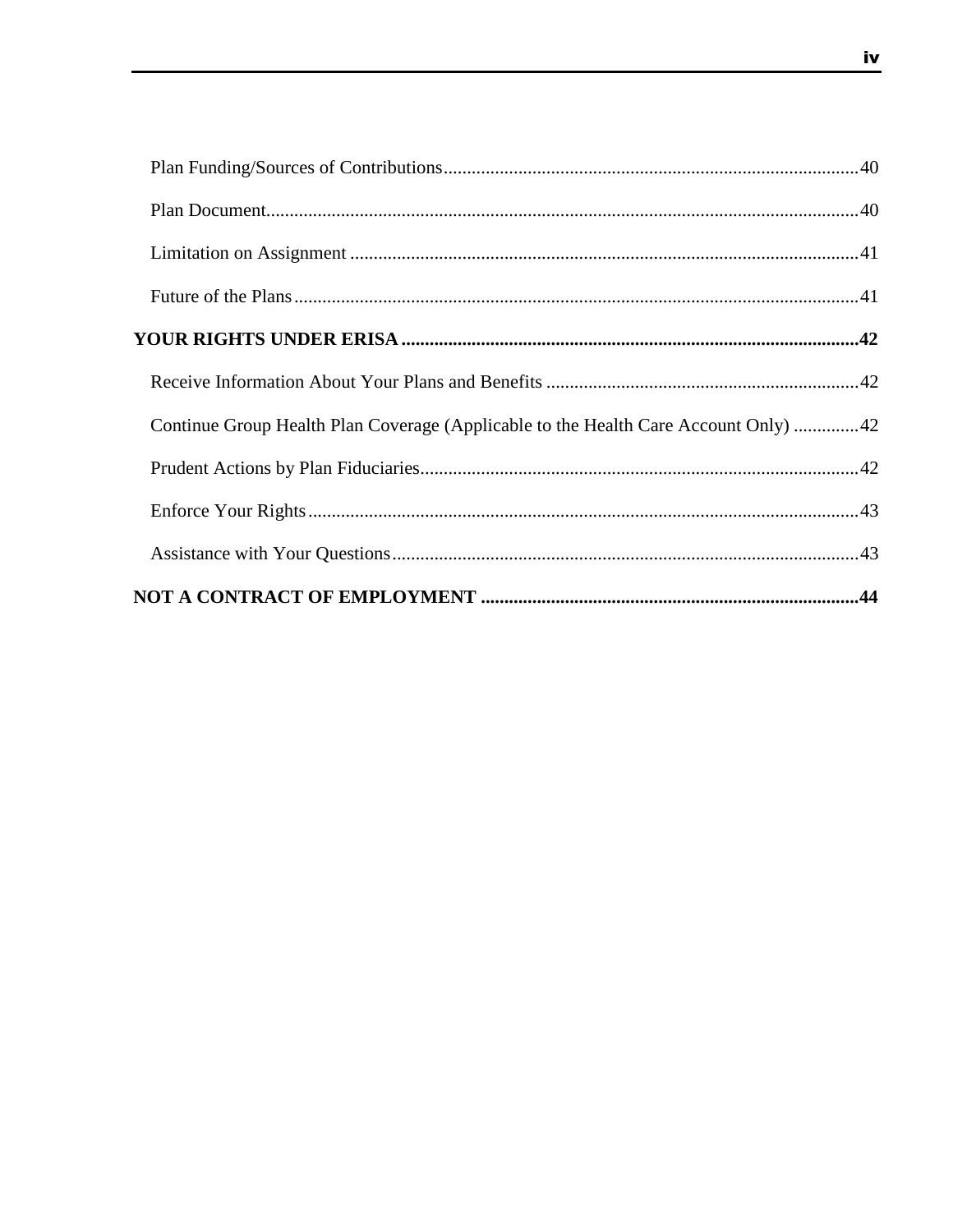Plan Funding/Sources of Contributions........................................................................................40

Plan Document.............................................................................................................................40

Limitation on Assignment ...........................................................................................................41

Future of the Plans.......................................................................................................................41

**YOUR RIGHTS UNDER ERISA.................................................................................................42**

Receive Information About Your Plans and Benefits ..................................................................42

Continue Group Health Plan Coverage (Applicable to the Health Care Account Only) .............42

Prudent Actions by Plan Fiduciaries............................................................................................42

Enforce Your Rights.....................................................................................................................43

Assistance with Your Questions...................................................................................................43

**NOT A CONTRACT OF EMPLOYMENT ................................................................................44**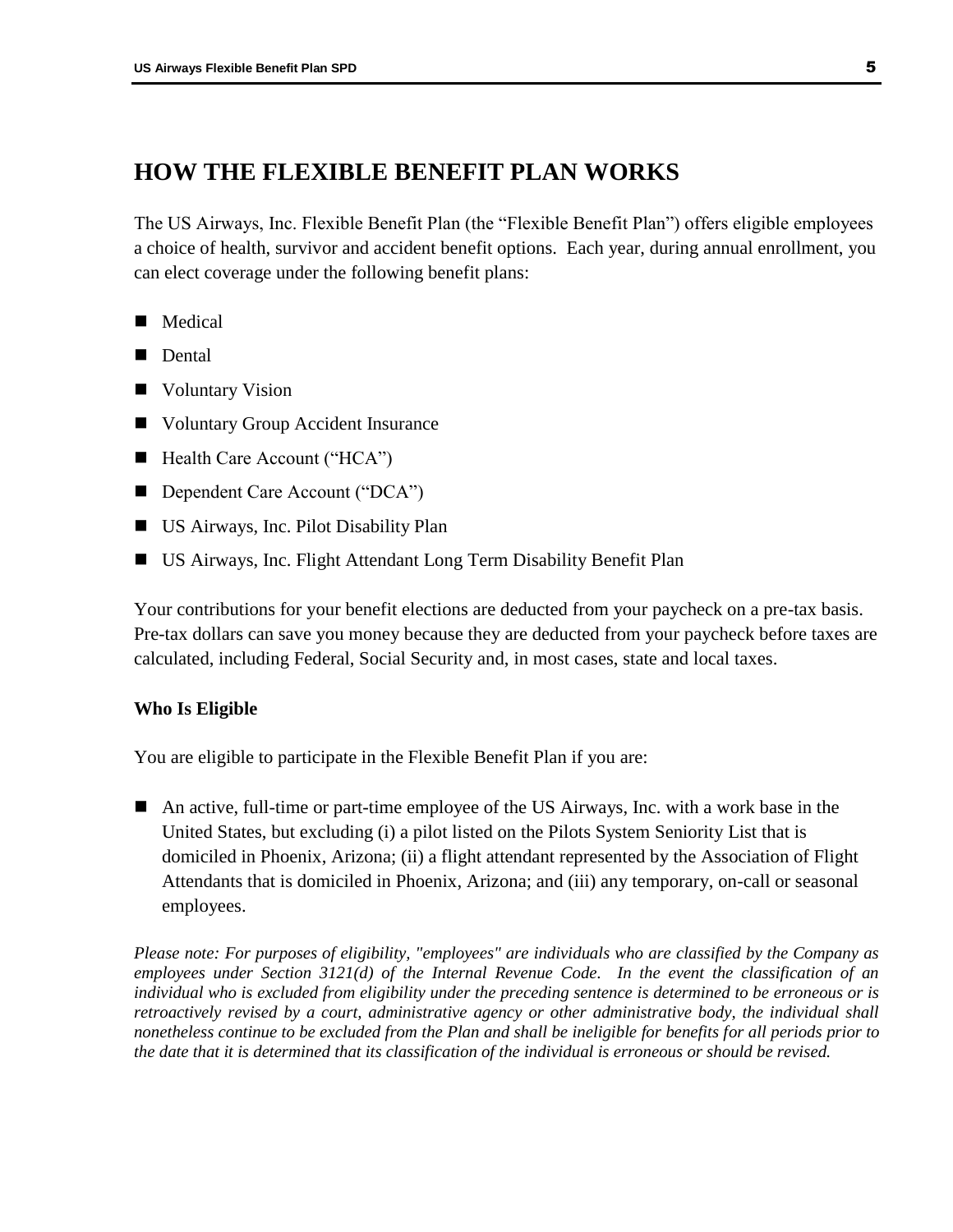# HOW THE FLEXIBLE BENEFIT PLAN WORKS

The US Airways, Inc. Flexible Benefit Plan (the "Flexible Benefit Plan") offers eligible employees a choice of health, survivor and accident benefit options. Each year, during annual enrollment, you can elect coverage under the following benefit plans:

- Medical
- Dental
- Voluntary Vision
- Voluntary Group Accident Insurance
- Health Care Account ("HCA")
- Dependent Care Account ("DCA")
- US Airways, Inc. Pilot Disability Plan
- US Airways, Inc. Flight Attendant Long Term Disability Benefit Plan

Your contributions for your benefit elections are deducted from your paycheck on a pre-tax basis. Pre-tax dollars can save you money because they are deducted from your paycheck before taxes are calculated, including Federal, Social Security and, in most cases, state and local taxes.

### Who Is Eligible

You are eligible to participate in the Flexible Benefit Plan if you are:

- An active, full-time or part-time employee of the US Airways, Inc. with a work base in the United States, but excluding (i) a pilot listed on the Pilots System Seniority List that is domiciled in Phoenix, Arizona; (ii) a flight attendant represented by the Association of Flight Attendants that is domiciled in Phoenix, Arizona; and (iii) any temporary, on-call or seasonal employees.

*Please note: For purposes of eligibility, "employees" are individuals who are classified by the Company as employees under Section 3121(d) of the Internal Revenue Code. In the event the classification of an individual who is excluded from eligibility under the preceding sentence is determined to be erroneous or is retroactively revised by a court, administrative agency or other administrative body, the individual shall nonetheless continue to be excluded from the Plan and shall be ineligible for benefits for all periods prior to the date that it is determined that its classification of the individual is erroneous or should be revised.*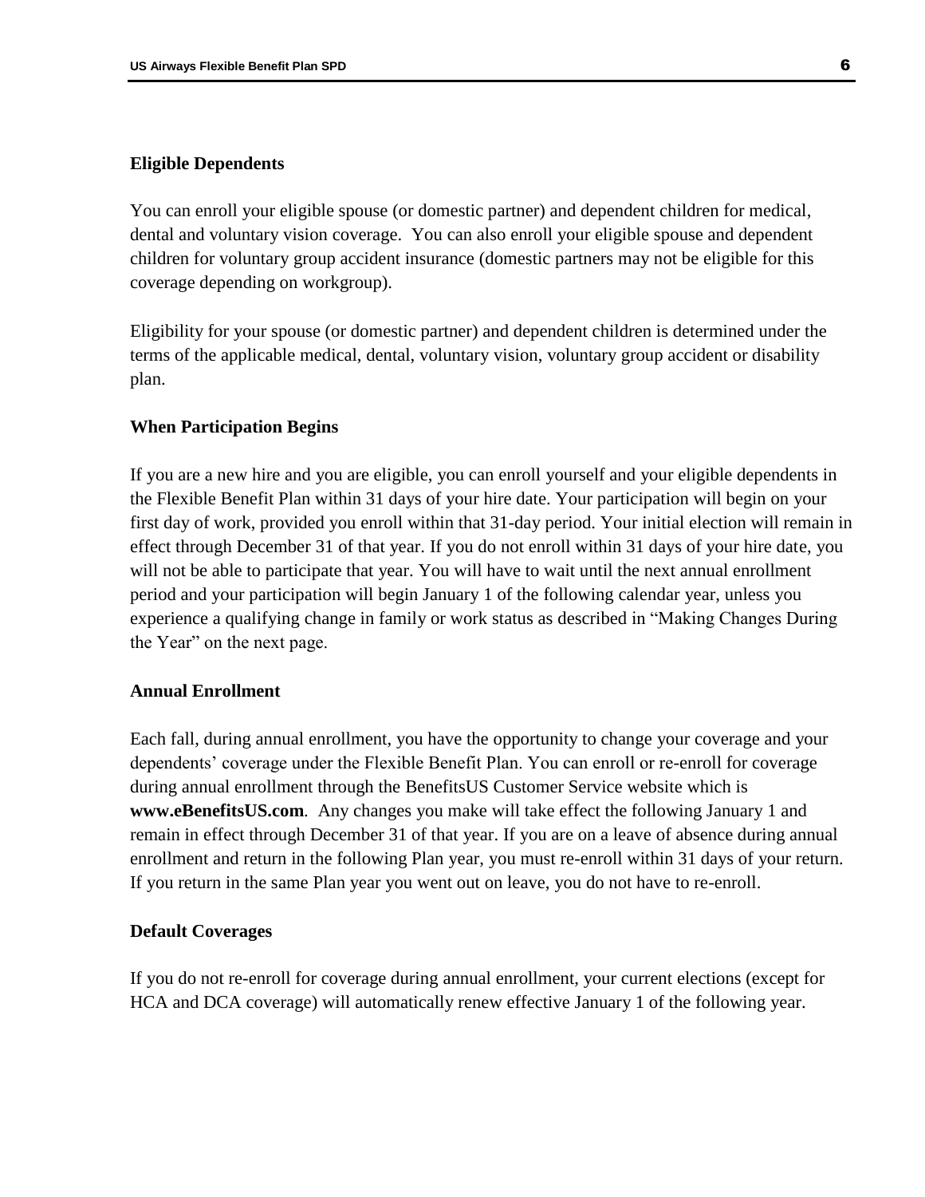### Eligible Dependents

You can enroll your eligible spouse (or domestic partner) and dependent children for medical, dental and voluntary vision coverage. You can also enroll your eligible spouse and dependent children for voluntary group accident insurance (domestic partners may not be eligible for this coverage depending on workgroup).

Eligibility for your spouse (or domestic partner) and dependent children is determined under the terms of the applicable medical, dental, voluntary vision, voluntary group accident or disability plan.

### When Participation Begins

If you are a new hire and you are eligible, you can enroll yourself and your eligible dependents in the Flexible Benefit Plan within 31 days of your hire date. Your participation will begin on your first day of work, provided you enroll within that 31-day period. Your initial election will remain in effect through December 31 of that year. If you do not enroll within 31 days of your hire date, you will not be able to participate that year. You will have to wait until the next annual enrollment period and your participation will begin January 1 of the following calendar year, unless you experience a qualifying change in family or work status as described in "Making Changes During the Year" on the next page.

### Annual Enrollment

Each fall, during annual enrollment, you have the opportunity to change your coverage and your dependents' coverage under the Flexible Benefit Plan. You can enroll or re-enroll for coverage during annual enrollment through the BenefitsUS Customer Service website which is **www.eBenefitsUS.com**. Any changes you make will take effect the following January 1 and remain in effect through December 31 of that year. If you are on a leave of absence during annual enrollment and return in the following Plan year, you must re-enroll within 31 days of your return. If you return in the same Plan year you went out on leave, you do not have to re-enroll.

### Default Coverages

If you do not re-enroll for coverage during annual enrollment, your current elections (except for HCA and DCA coverage) will automatically renew effective January 1 of the following year.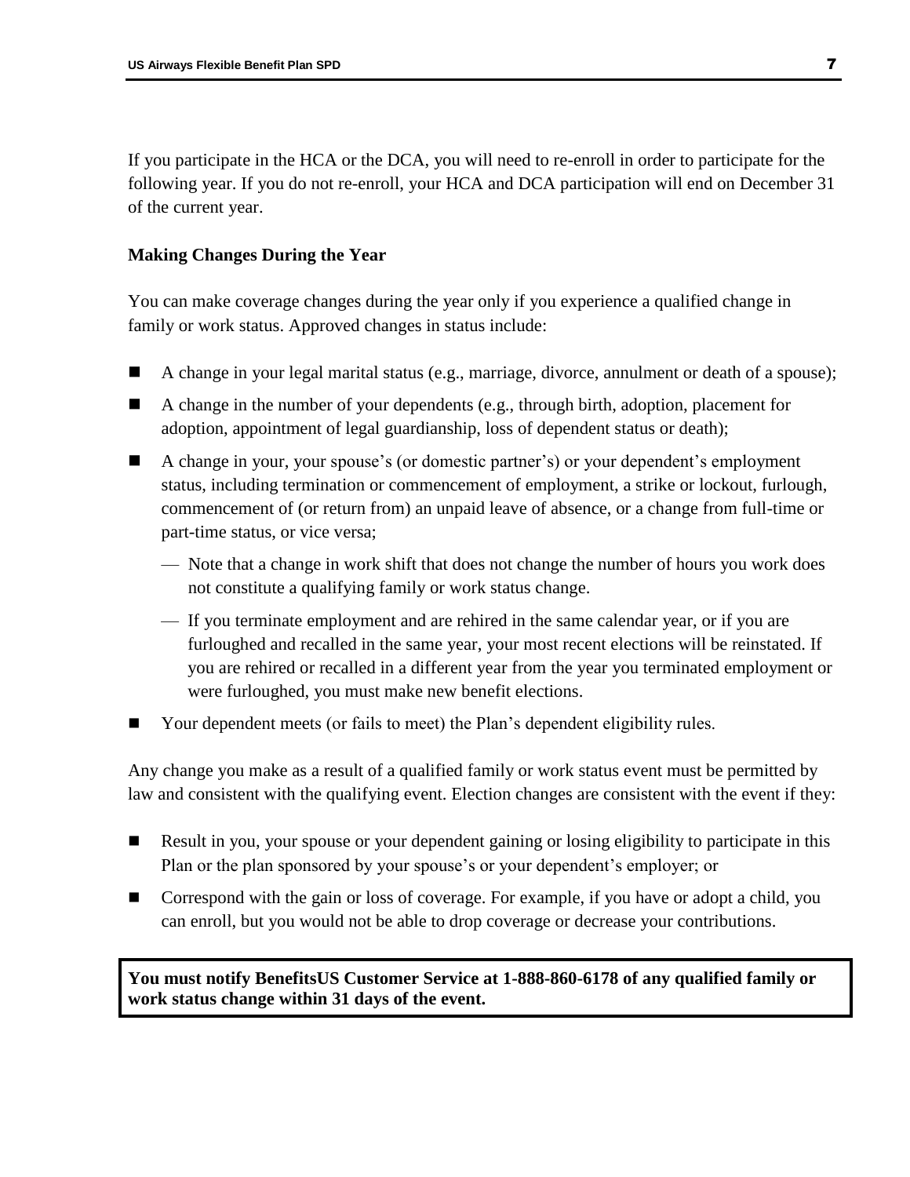If you participate in the HCA or the DCA, you will need to re-enroll in order to participate for the following year. If you do not re-enroll, your HCA and DCA participation will end on December 31 of the current year.

**Making Changes During the Year**

You can make coverage changes during the year only if you experience a qualified change in family or work status. Approved changes in status include:

- A change in your legal marital status (e.g., marriage, divorce, annulment or death of a spouse);
- A change in the number of your dependents (e.g., through birth, adoption, placement for adoption, appointment of legal guardianship, loss of dependent status or death);
- A change in your, your spouse's (or domestic partner's) or your dependent's employment status, including termination or commencement of employment, a strike or lockout, furlough, commencement of (or return from) an unpaid leave of absence, or a change from full-time or part-time status, or vice versa;
  - Note that a change in work shift that does not change the number of hours you work does not constitute a qualifying family or work status change.
  - If you terminate employment and are rehired in the same calendar year, or if you are furloughed and recalled in the same year, your most recent elections will be reinstated. If you are rehired or recalled in a different year from the year you terminated employment or were furloughed, you must make new benefit elections.
- Your dependent meets (or fails to meet) the Plan's dependent eligibility rules.

Any change you make as a result of a qualified family or work status event must be permitted by law and consistent with the qualifying event. Election changes are consistent with the event if they:

- Result in you, your spouse or your dependent gaining or losing eligibility to participate in this Plan or the plan sponsored by your spouse's or your dependent's employer; or
- Correspond with the gain or loss of coverage. For example, if you have or adopt a child, you can enroll, but you would not be able to drop coverage or decrease your contributions.

**You must notify BenefitsUS Customer Service at 1-888-860-6178 of any qualified family or work status change within 31 days of the event.**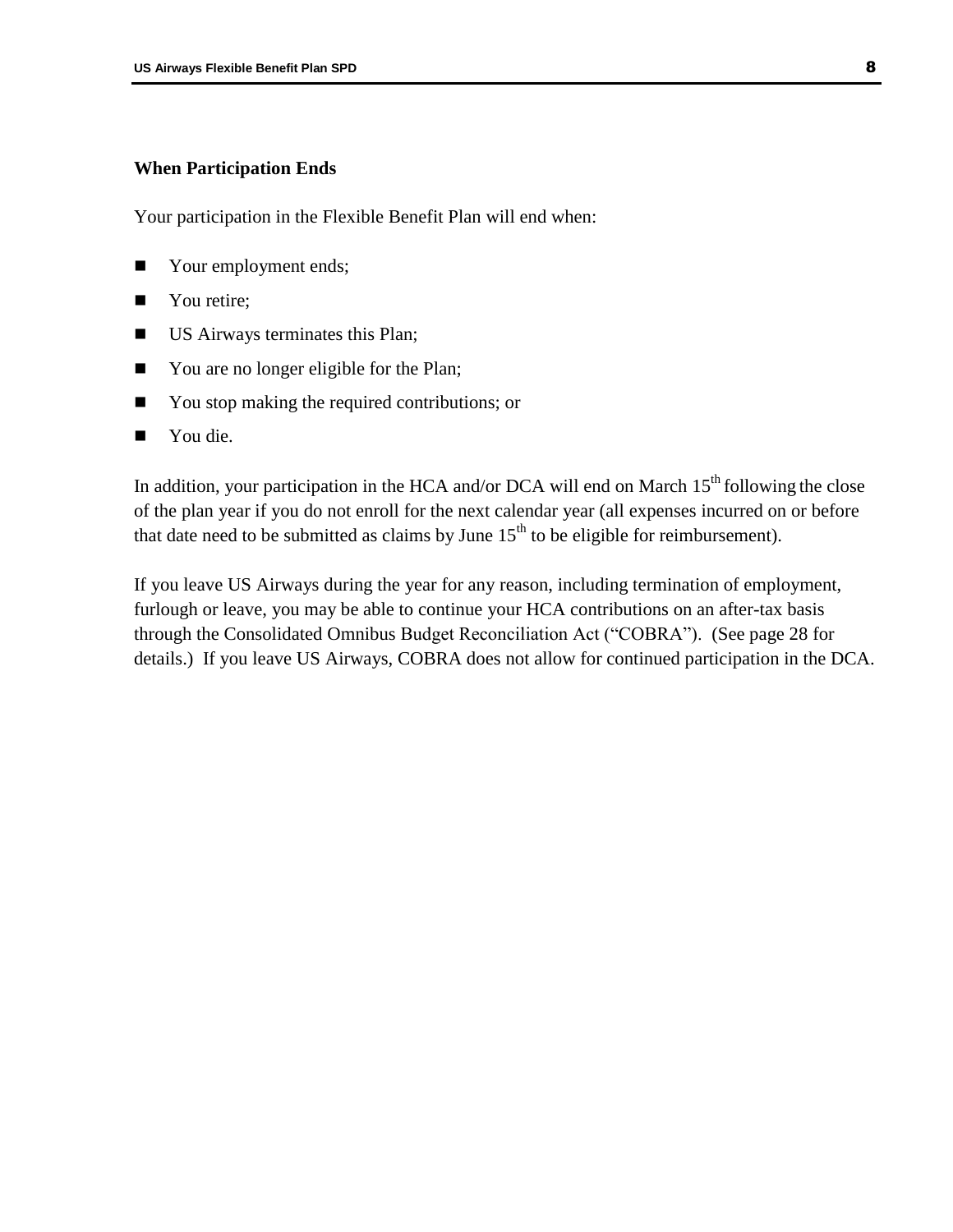### When Participation Ends

Your participation in the Flexible Benefit Plan will end when:

- Your employment ends;
- You retire;
- US Airways terminates this Plan;
- You are no longer eligible for the Plan;
- You stop making the required contributions; or
- You die.

In addition, your participation in the HCA and/or DCA will end on March 15th following the close of the plan year if you do not enroll for the next calendar year (all expenses incurred on or before that date need to be submitted as claims by June 15th to be eligible for reimbursement).

If you leave US Airways during the year for any reason, including termination of employment, furlough or leave, you may be able to continue your HCA contributions on an after-tax basis through the Consolidated Omnibus Budget Reconciliation Act ("COBRA"). (See page 28 for details.) If you leave US Airways, COBRA does not allow for continued participation in the DCA.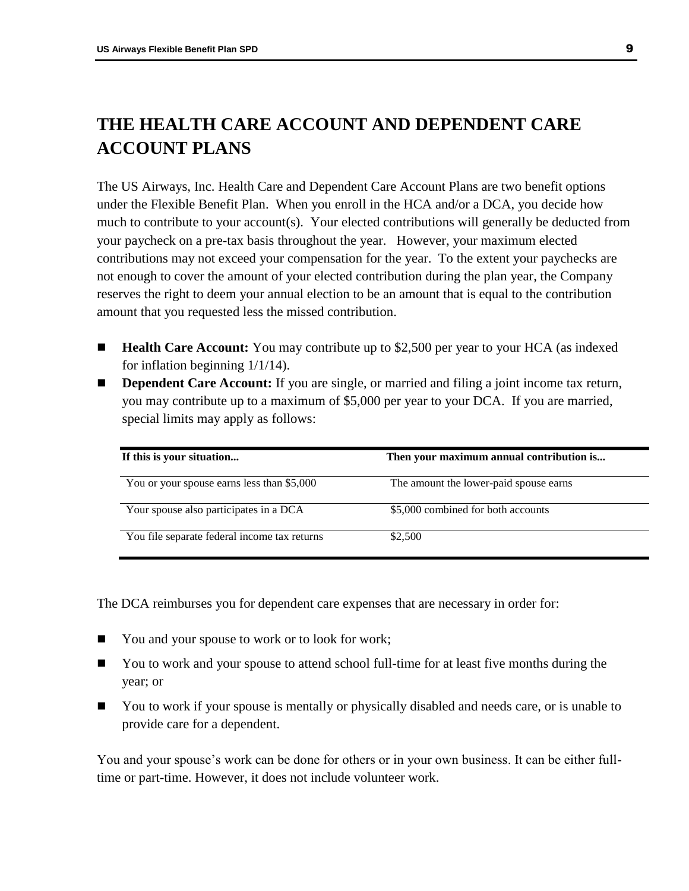# THE HEALTH CARE ACCOUNT AND DEPENDENT CARE ACCOUNT PLANS

The US Airways, Inc. Health Care and Dependent Care Account Plans are two benefit options under the Flexible Benefit Plan. When you enroll in the HCA and/or a DCA, you decide how much to contribute to your account(s). Your elected contributions will generally be deducted from your paycheck on a pre-tax basis throughout the year. However, your maximum elected contributions may not exceed your compensation for the year. To the extent your paychecks are not enough to cover the amount of your elected contribution during the plan year, the Company reserves the right to deem your annual election to be an amount that is equal to the contribution amount that you requested less the missed contribution.

- **Health Care Account:** You may contribute up to $2,500 per year to your HCA (as indexed for inflation beginning 1/1/14).
- **Dependent Care Account:** If you are single, or married and filing a joint income tax return, you may contribute up to a maximum of $5,000 per year to your DCA. If you are married, special limits may apply as follows:

| If this is your situation... | Then your maximum annual contribution is... |
|---|---|
| You or your spouse earns less than $5,000 | The amount the lower-paid spouse earns |
| Your spouse also participates in a DCA | $5,000 combined for both accounts |
| You file separate federal income tax returns | $2,500 |

The DCA reimburses you for dependent care expenses that are necessary in order for:

- You and your spouse to work or to look for work;
- You to work and your spouse to attend school full-time for at least five months during the year; or
- You to work if your spouse is mentally or physically disabled and needs care, or is unable to provide care for a dependent.

You and your spouse's work can be done for others or in your own business. It can be either full-time or part-time. However, it does not include volunteer work.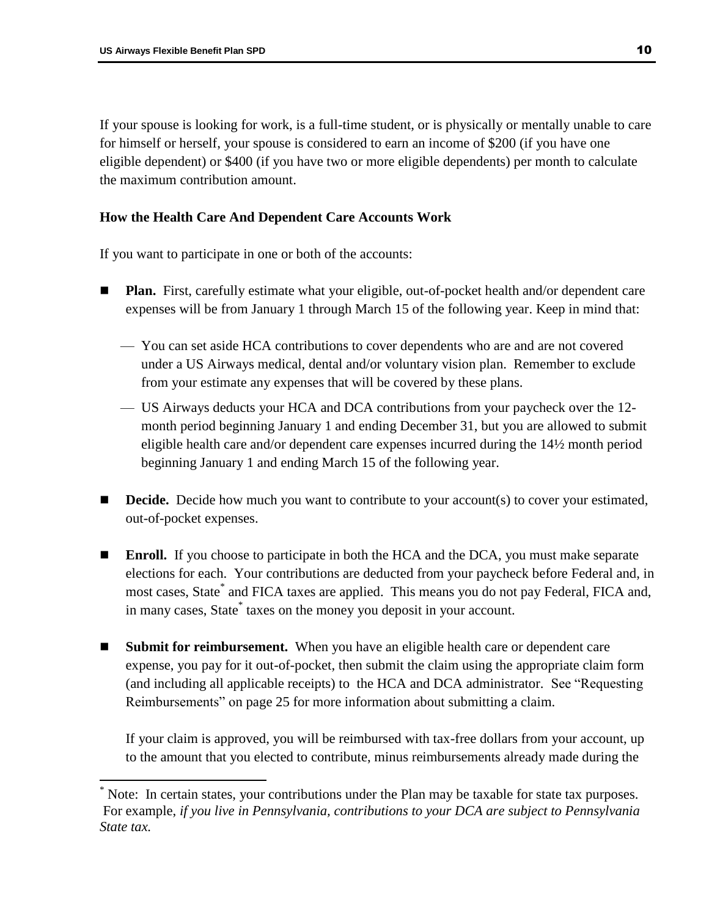If your spouse is looking for work, is a full-time student, or is physically or mentally unable to care for himself or herself, your spouse is considered to earn an income of $200 (if you have one eligible dependent) or $400 (if you have two or more eligible dependents) per month to calculate the maximum contribution amount.

**How the Health Care And Dependent Care Accounts Work**

If you want to participate in one or both of the accounts:

- **Plan.** First, carefully estimate what your eligible, out-of-pocket health and/or dependent care expenses will be from January 1 through March 15 of the following year. Keep in mind that:
  - You can set aside HCA contributions to cover dependents who are and are not covered under a US Airways medical, dental and/or voluntary vision plan. Remember to exclude from your estimate any expenses that will be covered by these plans.
  - US Airways deducts your HCA and DCA contributions from your paycheck over the 12-month period beginning January 1 and ending December 31, but you are allowed to submit eligible health care and/or dependent care expenses incurred during the 14½ month period beginning January 1 and ending March 15 of the following year.
- **Decide.** Decide how much you want to contribute to your account(s) to cover your estimated, out-of-pocket expenses.
- **Enroll.** If you choose to participate in both the HCA and the DCA, you must make separate elections for each. Your contributions are deducted from your paycheck before Federal and, in most cases, State[*] and FICA taxes are applied. This means you do not pay Federal, FICA and, in many cases, State[*] taxes on the money you deposit in your account.
- **Submit for reimbursement.** When you have an eligible health care or dependent care expense, you pay for it out-of-pocket, then submit the claim using the appropriate claim form (and including all applicable receipts) to the HCA and DCA administrator. See "Requesting Reimbursements" on page 25 for more information about submitting a claim.

  If your claim is approved, you will be reimbursed with tax-free dollars from your account, up to the amount that you elected to contribute, minus reimbursements already made during the

[*] Note: In certain states, your contributions under the Plan may be taxable for state tax purposes. For example, *if you live in Pennsylvania, contributions to your DCA are subject to Pennsylvania State tax.*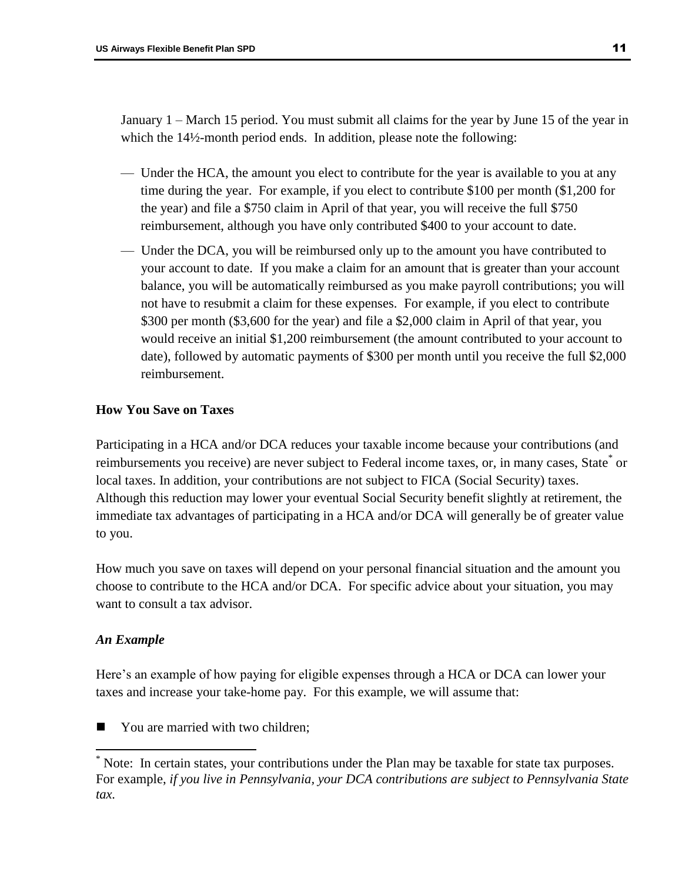January 1 – March 15 period. You must submit all claims for the year by June 15 of the year in which the 14½-month period ends. In addition, please note the following:

- Under the HCA, the amount you elect to contribute for the year is available to you at any time during the year. For example, if you elect to contribute $100 per month ($1,200 for the year) and file a $750 claim in April of that year, you will receive the full $750 reimbursement, although you have only contributed $400 to your account to date.
- Under the DCA, you will be reimbursed only up to the amount you have contributed to your account to date. If you make a claim for an amount that is greater than your account balance, you will be automatically reimbursed as you make payroll contributions; you will not have to resubmit a claim for these expenses. For example, if you elect to contribute $300 per month ($3,600 for the year) and file a $2,000 claim in April of that year, you would receive an initial $1,200 reimbursement (the amount contributed to your account to date), followed by automatic payments of $300 per month until you receive the full $2,000 reimbursement.

**How You Save on Taxes**

Participating in a HCA and/or DCA reduces your taxable income because your contributions (and reimbursements you receive) are never subject to Federal income taxes, or, in many cases, State[*] or local taxes. In addition, your contributions are not subject to FICA (Social Security) taxes. Although this reduction may lower your eventual Social Security benefit slightly at retirement, the immediate tax advantages of participating in a HCA and/or DCA will generally be of greater value to you.

How much you save on taxes will depend on your personal financial situation and the amount you choose to contribute to the HCA and/or DCA. For specific advice about your situation, you may want to consult a tax advisor.

***An Example***

Here's an example of how paying for eligible expenses through a HCA or DCA can lower your taxes and increase your take-home pay. For this example, we will assume that:

- You are married with two children;

[*] Note: In certain states, your contributions under the Plan may be taxable for state tax purposes. For example, *if you live in Pennsylvania, your DCA contributions are subject to Pennsylvania State tax*.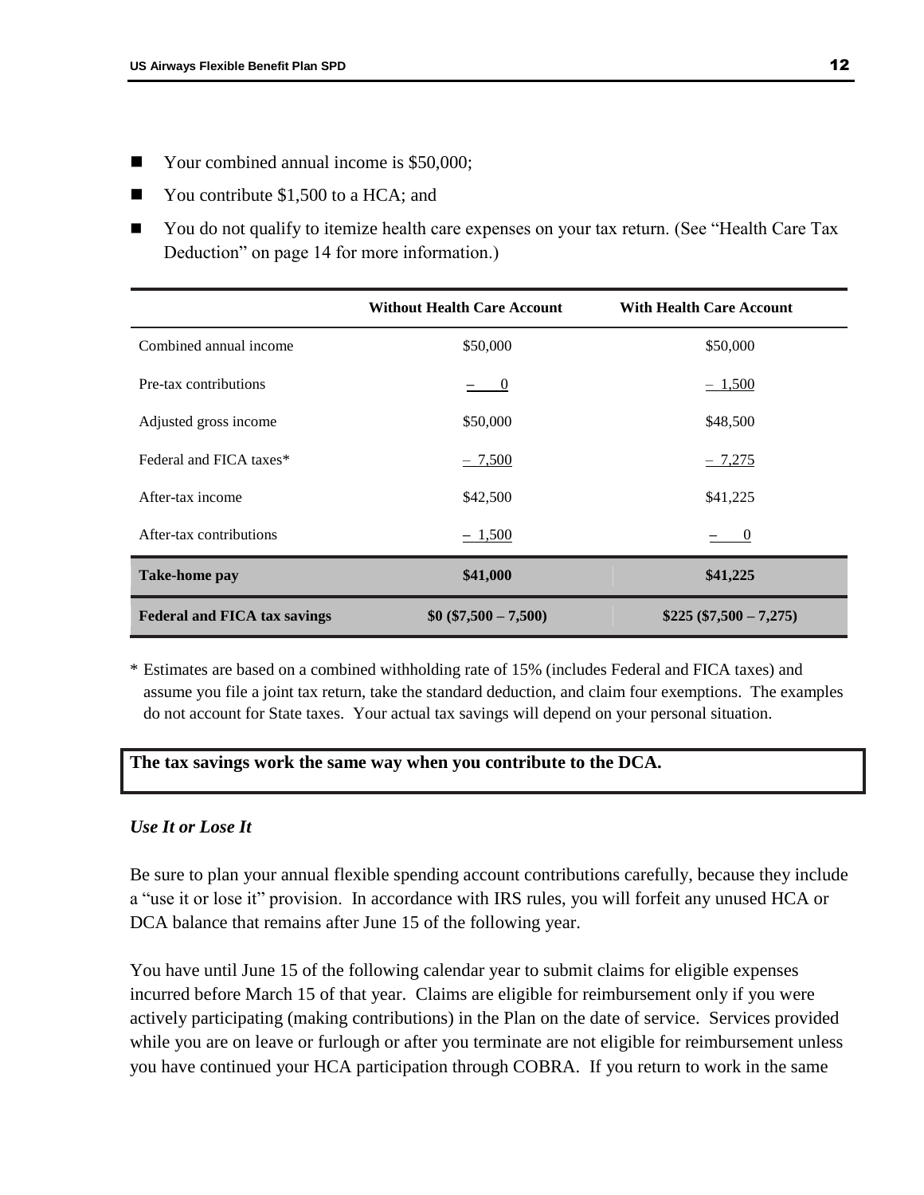- Your combined annual income is $50,000;
- You contribute $1,500 to a HCA; and
- You do not qualify to itemize health care expenses on your tax return. (See “Health Care Tax Deduction” on page 14 for more information.)

| | Without Health Care Account | With Health Care Account |
|---|---|---|
| Combined annual income | $50,000 | $50,000 |
| Pre-tax contributions | – 0 | – 1,500 |
| Adjusted gross income | $50,000 | $48,500 |
| Federal and FICA taxes* | – 7,500 | – 7,275 |
| After-tax income | $42,500 | $41,225 |
| After-tax contributions | – 1,500 | – 0 |
| **Take-home pay** | **$41,000** | **$41,225** |
| **Federal and FICA tax savings** | **$0 ($7,500 – 7,500)** | **$225 ($7,500 – 7,275)** |

\* Estimates are based on a combined withholding rate of 15% (includes Federal and FICA taxes) and assume you file a joint tax return, take the standard deduction, and claim four exemptions. The examples do not account for State taxes. Your actual tax savings will depend on your personal situation.

**The tax savings work the same way when you contribute to the DCA.**

***Use It or Lose It***

Be sure to plan your annual flexible spending account contributions carefully, because they include a “use it or lose it” provision. In accordance with IRS rules, you will forfeit any unused HCA or DCA balance that remains after June 15 of the following year.

You have until June 15 of the following calendar year to submit claims for eligible expenses incurred before March 15 of that year. Claims are eligible for reimbursement only if you were actively participating (making contributions) in the Plan on the date of service. Services provided while you are on leave or furlough or after you terminate are not eligible for reimbursement unless you have continued your HCA participation through COBRA. If you return to work in the same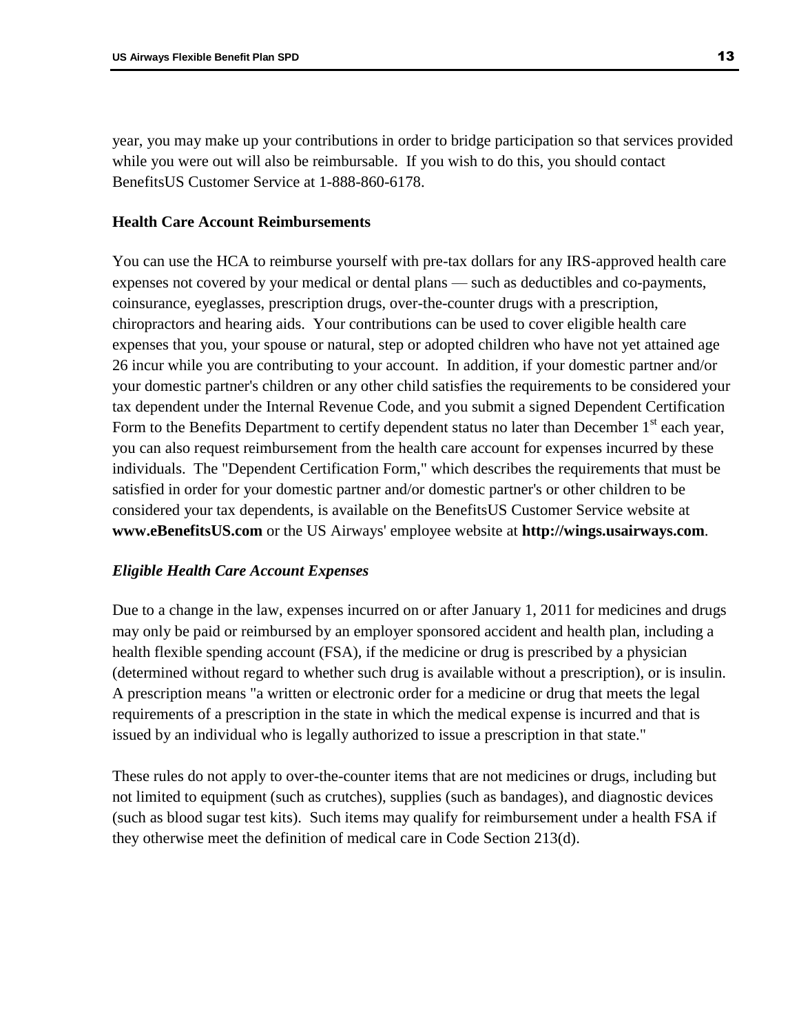year, you may make up your contributions in order to bridge participation so that services provided while you were out will also be reimbursable. If you wish to do this, you should contact BenefitsUS Customer Service at 1-888-860-6178.

**Health Care Account Reimbursements**

You can use the HCA to reimburse yourself with pre-tax dollars for any IRS-approved health care expenses not covered by your medical or dental plans — such as deductibles and co-payments, coinsurance, eyeglasses, prescription drugs, over-the-counter drugs with a prescription, chiropractors and hearing aids. Your contributions can be used to cover eligible health care expenses that you, your spouse or natural, step or adopted children who have not yet attained age 26 incur while you are contributing to your account. In addition, if your domestic partner and/or your domestic partner's children or any other child satisfies the requirements to be considered your tax dependent under the Internal Revenue Code, and you submit a signed Dependent Certification Form to the Benefits Department to certify dependent status no later than December 1st each year, you can also request reimbursement from the health care account for expenses incurred by these individuals. The "Dependent Certification Form," which describes the requirements that must be satisfied in order for your domestic partner and/or domestic partner's or other children to be considered your tax dependents, is available on the BenefitsUS Customer Service website at **www.eBenefitsUS.com** or the US Airways' employee website at **http://wings.usairways.com**.

***Eligible Health Care Account Expenses***

Due to a change in the law, expenses incurred on or after January 1, 2011 for medicines and drugs may only be paid or reimbursed by an employer sponsored accident and health plan, including a health flexible spending account (FSA), if the medicine or drug is prescribed by a physician (determined without regard to whether such drug is available without a prescription), or is insulin. A prescription means "a written or electronic order for a medicine or drug that meets the legal requirements of a prescription in the state in which the medical expense is incurred and that is issued by an individual who is legally authorized to issue a prescription in that state."

These rules do not apply to over-the-counter items that are not medicines or drugs, including but not limited to equipment (such as crutches), supplies (such as bandages), and diagnostic devices (such as blood sugar test kits). Such items may qualify for reimbursement under a health FSA if they otherwise meet the definition of medical care in Code Section 213(d).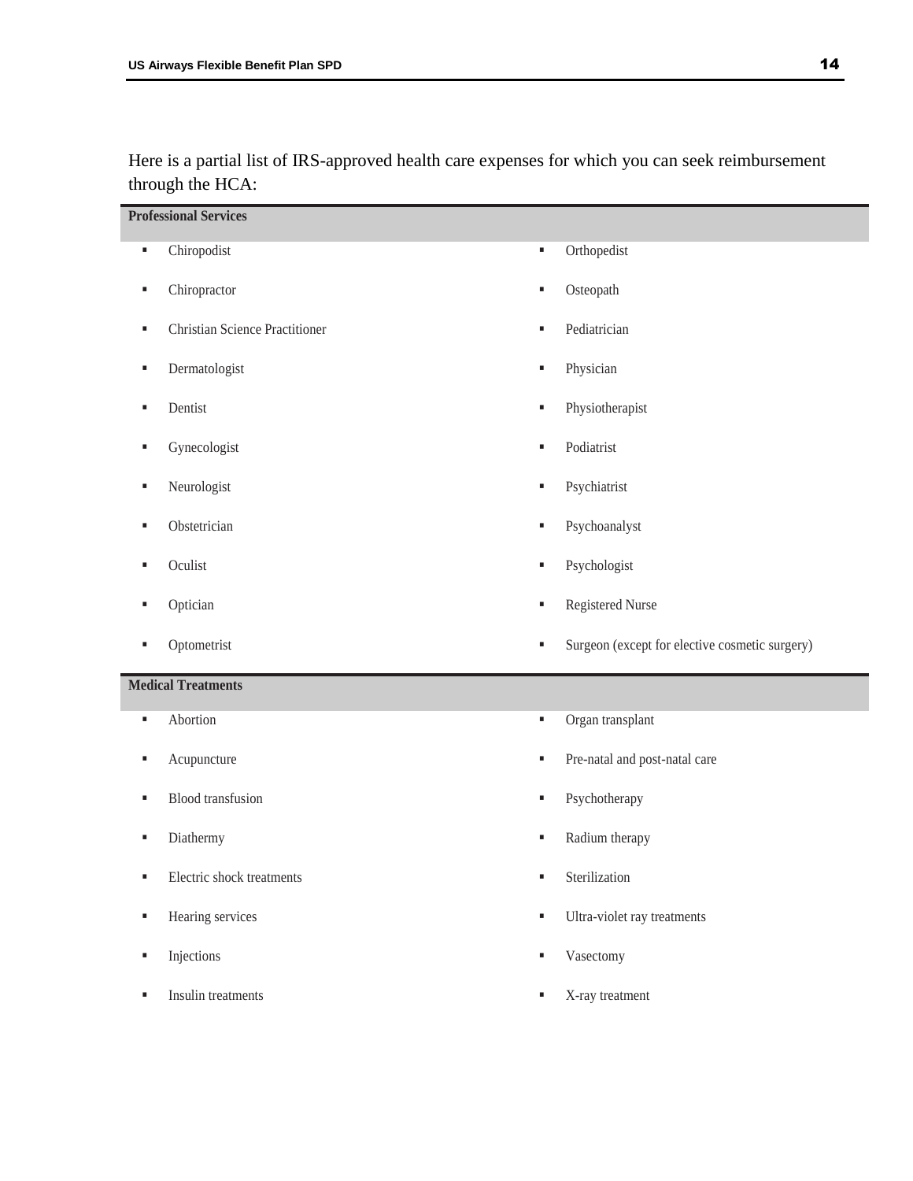Here is a partial list of IRS-approved health care expenses for which you can seek reimbursement through the HCA:

**Professional Services**

- Chiropodist
- Chiropractor
- Christian Science Practitioner
- Dermatologist
- Dentist
- Gynecologist
- Neurologist
- Obstetrician
- Oculist
- Optician
- Optometrist
- Orthopedist
- Osteopath
- Pediatrician
- Physician
- Physiotherapist
- Podiatrist
- Psychiatrist
- Psychoanalyst
- Psychologist
- Registered Nurse
- Surgeon (except for elective cosmetic surgery)

**Medical Treatments**

- Abortion
- Acupuncture
- Blood transfusion
- Diathermy
- Electric shock treatments
- Hearing services
- Injections
- Insulin treatments
- Organ transplant
- Pre-natal and post-natal care
- Psychotherapy
- Radium therapy
- Sterilization
- Ultra-violet ray treatments
- Vasectomy
- X-ray treatment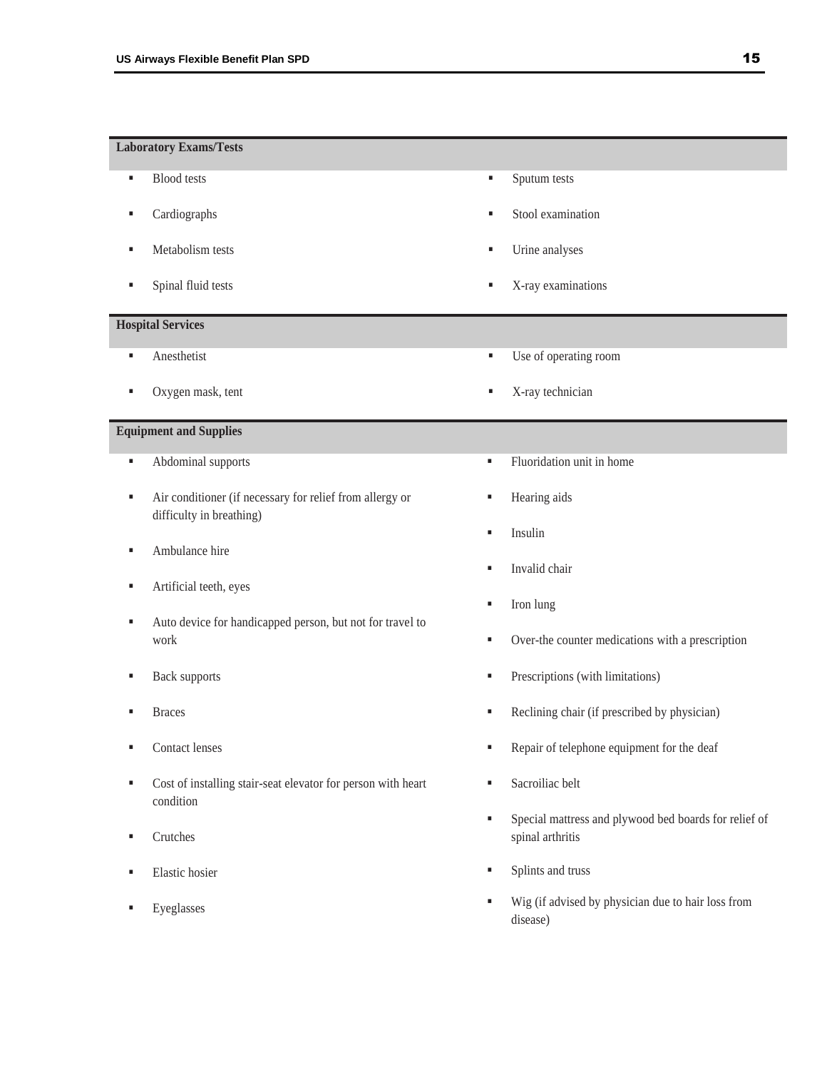### Laboratory Exams/Tests

- Blood tests
- Cardiographs
- Metabolism tests
- Spinal fluid tests
- Sputum tests
- Stool examination
- Urine analyses
- X-ray examinations

### Hospital Services

- Anesthetist
- Oxygen mask, tent
- Use of operating room
- X-ray technician

### Equipment and Supplies

- Abdominal supports
- Air conditioner (if necessary for relief from allergy or difficulty in breathing)
- Ambulance hire
- Artificial teeth, eyes
- Auto device for handicapped person, but not for travel to work
- Back supports
- Braces
- Contact lenses
- Cost of installing stair-seat elevator for person with heart condition
- Crutches
- Elastic hosier
- Eyeglasses
- Fluoridation unit in home
- Hearing aids
- Insulin
- Invalid chair
- Iron lung
- Over-the counter medications with a prescription
- Prescriptions (with limitations)
- Reclining chair (if prescribed by physician)
- Repair of telephone equipment for the deaf
- Sacroiliac belt
- Special mattress and plywood bed boards for relief of spinal arthritis
- Splints and truss
- Wig (if advised by physician due to hair loss from disease)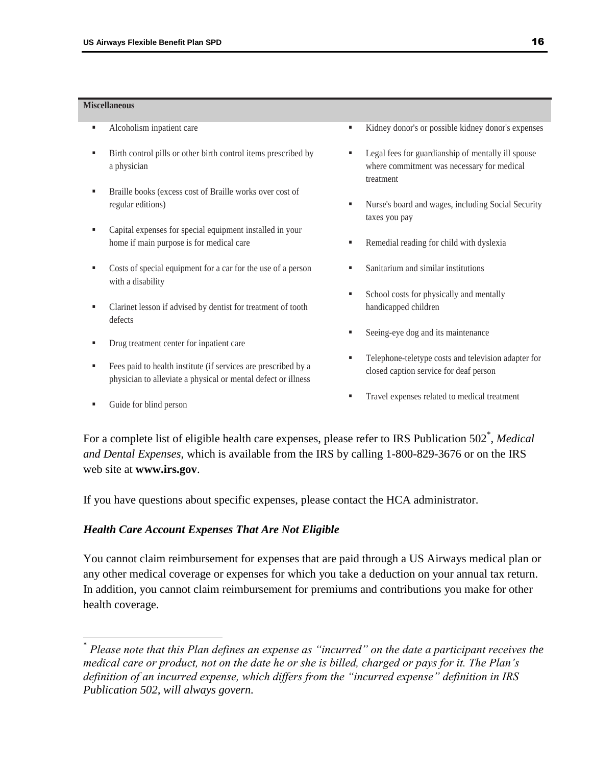**Miscellaneous**

- Alcoholism inpatient care
- Birth control pills or other birth control items prescribed by a physician
- Braille books (excess cost of Braille works over cost of regular editions)
- Capital expenses for special equipment installed in your home if main purpose is for medical care
- Costs of special equipment for a car for the use of a person with a disability
- Clarinet lesson if advised by dentist for treatment of tooth defects
- Drug treatment center for inpatient care
- Fees paid to health institute (if services are prescribed by a physician to alleviate a physical or mental defect or illness
- Guide for blind person
- Kidney donor's or possible kidney donor's expenses
- Legal fees for guardianship of mentally ill spouse where commitment was necessary for medical treatment
- Nurse's board and wages, including Social Security taxes you pay
- Remedial reading for child with dyslexia
- Sanitarium and similar institutions
- School costs for physically and mentally handicapped children
- Seeing-eye dog and its maintenance
- Telephone-teletype costs and television adapter for closed caption service for deaf person
- Travel expenses related to medical treatment

For a complete list of eligible health care expenses, please refer to IRS Publication 502[*], *Medical and Dental Expenses*, which is available from the IRS by calling 1-800-829-3676 or on the IRS web site at **www.irs.gov**.

If you have questions about specific expenses, please contact the HCA administrator.

### *Health Care Account Expenses That Are Not Eligible*

You cannot claim reimbursement for expenses that are paid through a US Airways medical plan or any other medical coverage or expenses for which you take a deduction on your annual tax return. In addition, you cannot claim reimbursement for premiums and contributions you make for other health coverage.

---

[*] *Please note that this Plan defines an expense as "incurred" on the date a participant receives the medical care or product, not on the date he or she is billed, charged or pays for it. The Plan's definition of an incurred expense, which differs from the "incurred expense" definition in IRS Publication 502, will always govern.*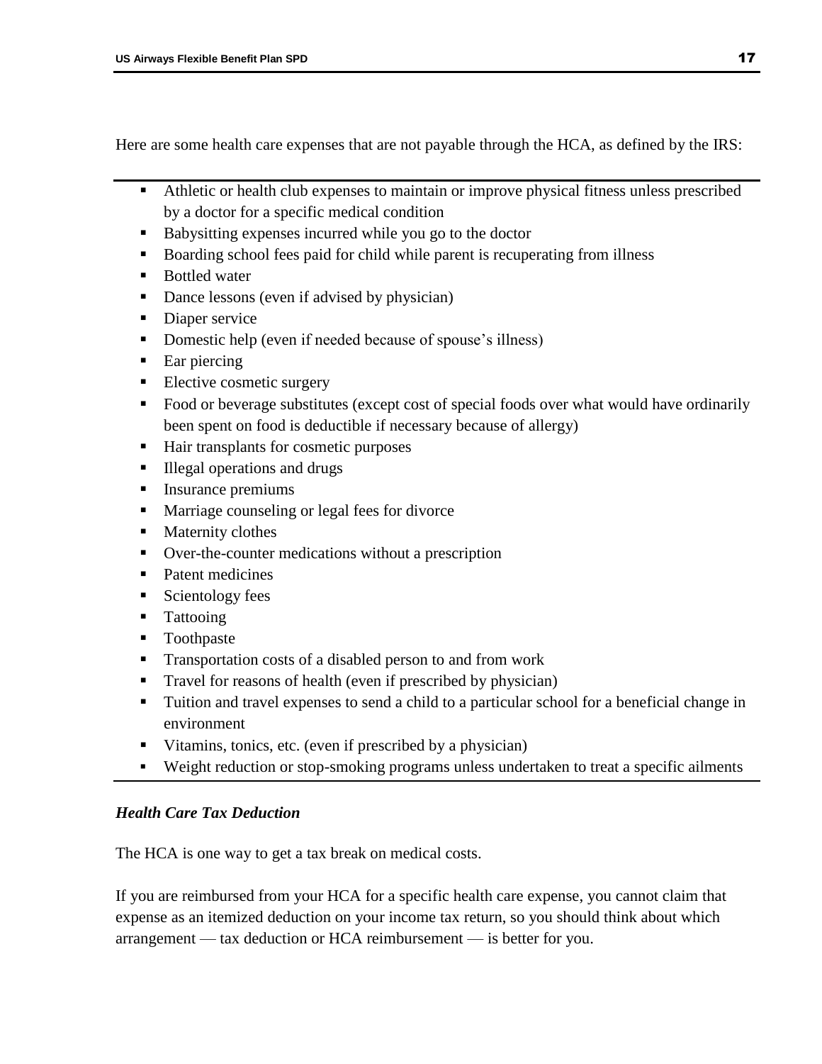Here are some health care expenses that are not payable through the HCA, as defined by the IRS:

- Athletic or health club expenses to maintain or improve physical fitness unless prescribed by a doctor for a specific medical condition
- Babysitting expenses incurred while you go to the doctor
- Boarding school fees paid for child while parent is recuperating from illness
- Bottled water
- Dance lessons (even if advised by physician)
- Diaper service
- Domestic help (even if needed because of spouse's illness)
- Ear piercing
- Elective cosmetic surgery
- Food or beverage substitutes (except cost of special foods over what would have ordinarily been spent on food is deductible if necessary because of allergy)
- Hair transplants for cosmetic purposes
- Illegal operations and drugs
- Insurance premiums
- Marriage counseling or legal fees for divorce
- Maternity clothes
- Over-the-counter medications without a prescription
- Patent medicines
- Scientology fees
- Tattooing
- Toothpaste
- Transportation costs of a disabled person to and from work
- Travel for reasons of health (even if prescribed by physician)
- Tuition and travel expenses to send a child to a particular school for a beneficial change in environment
- Vitamins, tonics, etc. (even if prescribed by a physician)
- Weight reduction or stop-smoking programs unless undertaken to treat a specific ailments

### *Health Care Tax Deduction*

The HCA is one way to get a tax break on medical costs.

If you are reimbursed from your HCA for a specific health care expense, you cannot claim that expense as an itemized deduction on your income tax return, so you should think about which arrangement — tax deduction or HCA reimbursement — is better for you.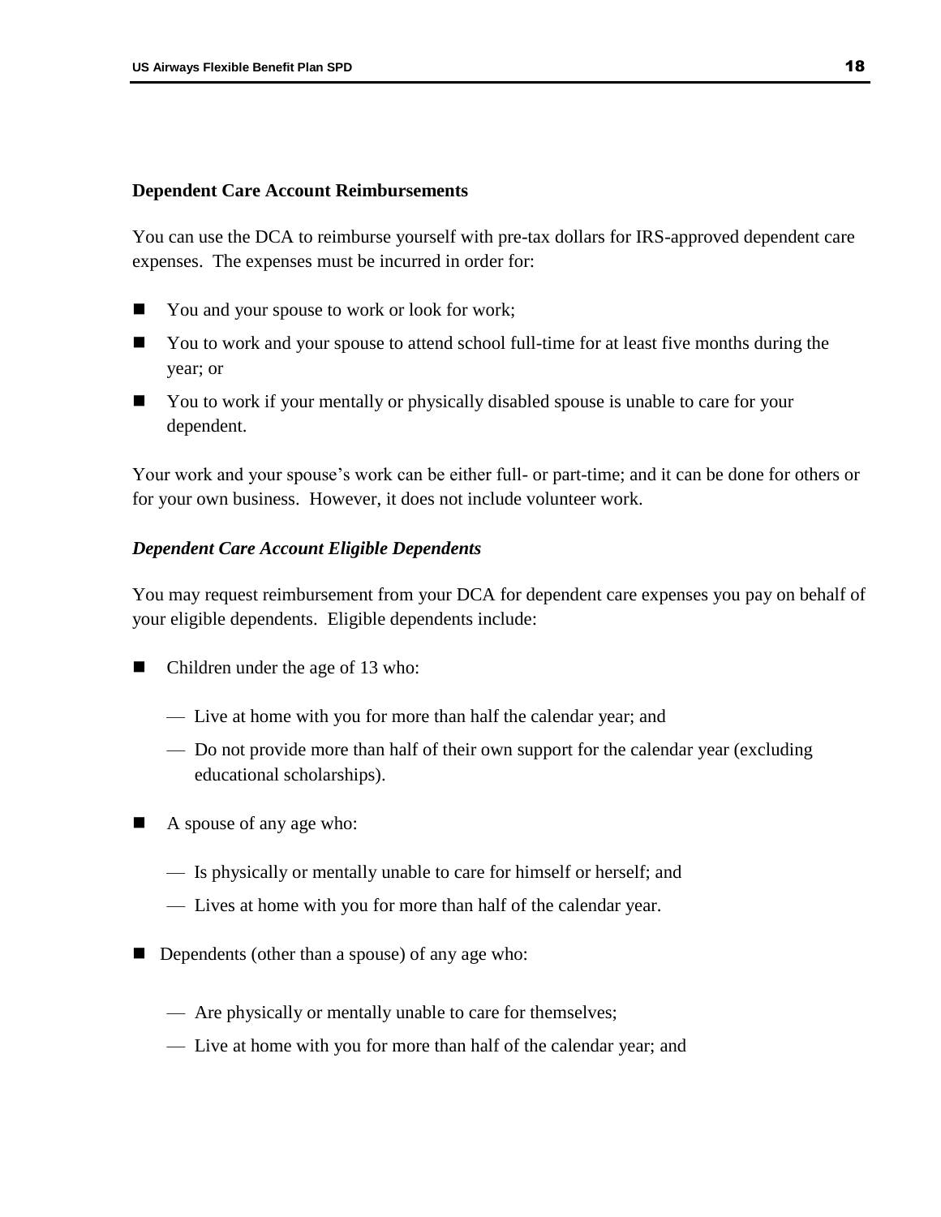**Dependent Care Account Reimbursements**

You can use the DCA to reimburse yourself with pre-tax dollars for IRS-approved dependent care expenses. The expenses must be incurred in order for:

- You and your spouse to work or look for work;
- You to work and your spouse to attend school full-time for at least five months during the year; or
- You to work if your mentally or physically disabled spouse is unable to care for your dependent.

Your work and your spouse's work can be either full- or part-time; and it can be done for others or for your own business. However, it does not include volunteer work.

***Dependent Care Account Eligible Dependents***

You may request reimbursement from your DCA for dependent care expenses you pay on behalf of your eligible dependents. Eligible dependents include:

- Children under the age of 13 who:
  - Live at home with you for more than half the calendar year; and
  - Do not provide more than half of their own support for the calendar year (excluding educational scholarships).
- A spouse of any age who:
  - Is physically or mentally unable to care for himself or herself; and
  - Lives at home with you for more than half of the calendar year.
- Dependents (other than a spouse) of any age who:
  - Are physically or mentally unable to care for themselves;
  - Live at home with you for more than half of the calendar year; and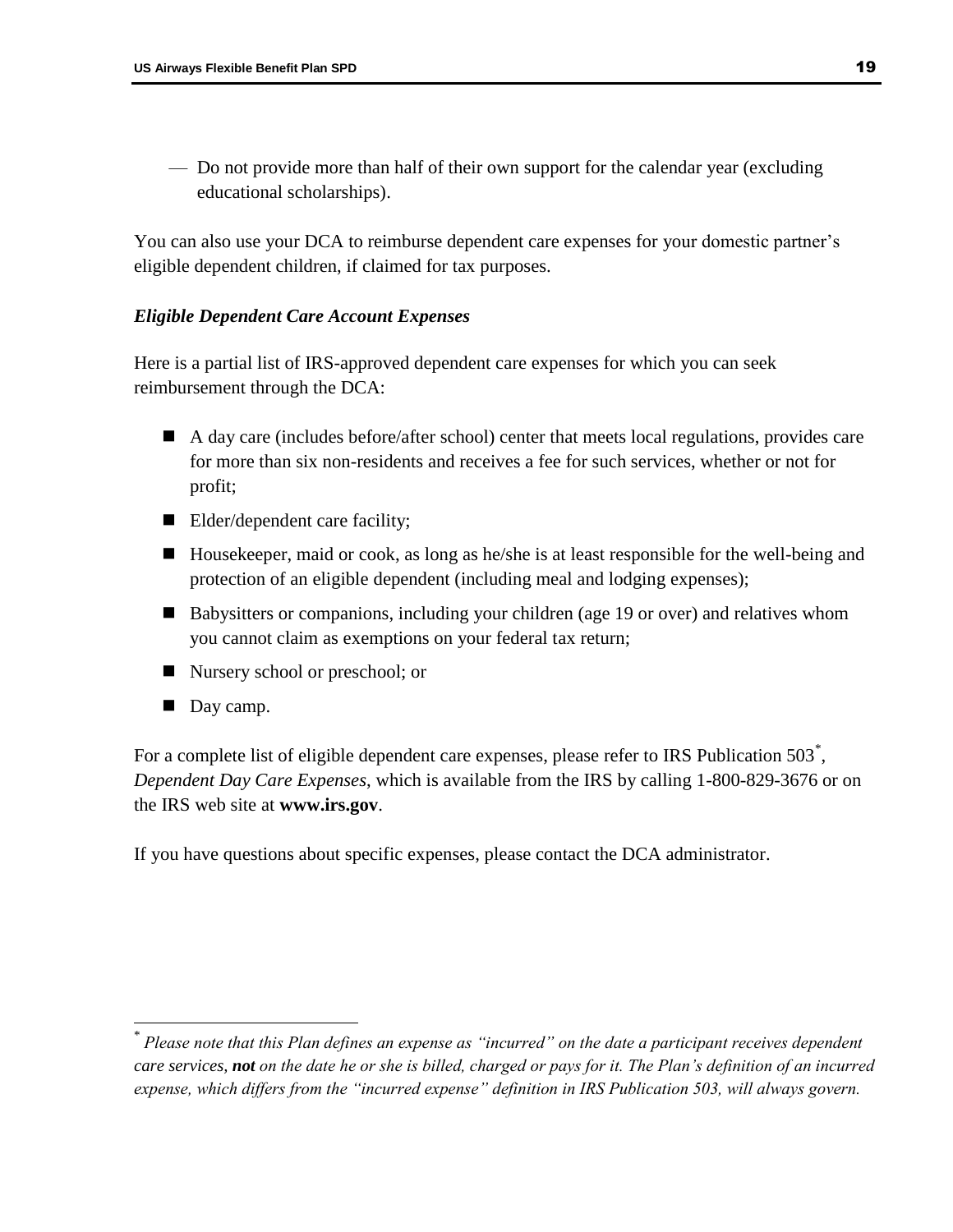— Do not provide more than half of their own support for the calendar year (excluding educational scholarships).

You can also use your DCA to reimburse dependent care expenses for your domestic partner's eligible dependent children, if claimed for tax purposes.

### *Eligible Dependent Care Account Expenses*

Here is a partial list of IRS-approved dependent care expenses for which you can seek reimbursement through the DCA:

- A day care (includes before/after school) center that meets local regulations, provides care for more than six non-residents and receives a fee for such services, whether or not for profit;
- Elder/dependent care facility;
- Housekeeper, maid or cook, as long as he/she is at least responsible for the well-being and protection of an eligible dependent (including meal and lodging expenses);
- Babysitters or companions, including your children (age 19 or over) and relatives whom you cannot claim as exemptions on your federal tax return;
- Nursery school or preschool; or
- Day camp.

For a complete list of eligible dependent care expenses, please refer to IRS Publication 503[*], *Dependent Day Care Expenses,* which is available from the IRS by calling 1-800-829-3676 or on the IRS web site at **www.irs.gov**.

If you have questions about specific expenses, please contact the DCA administrator.

---

[*] *Please note that this Plan defines an expense as "incurred" on the date a participant receives dependent care services, **not** on the date he or she is billed, charged or pays for it. The Plan's definition of an incurred expense, which differs from the "incurred expense" definition in IRS Publication 503, will always govern.*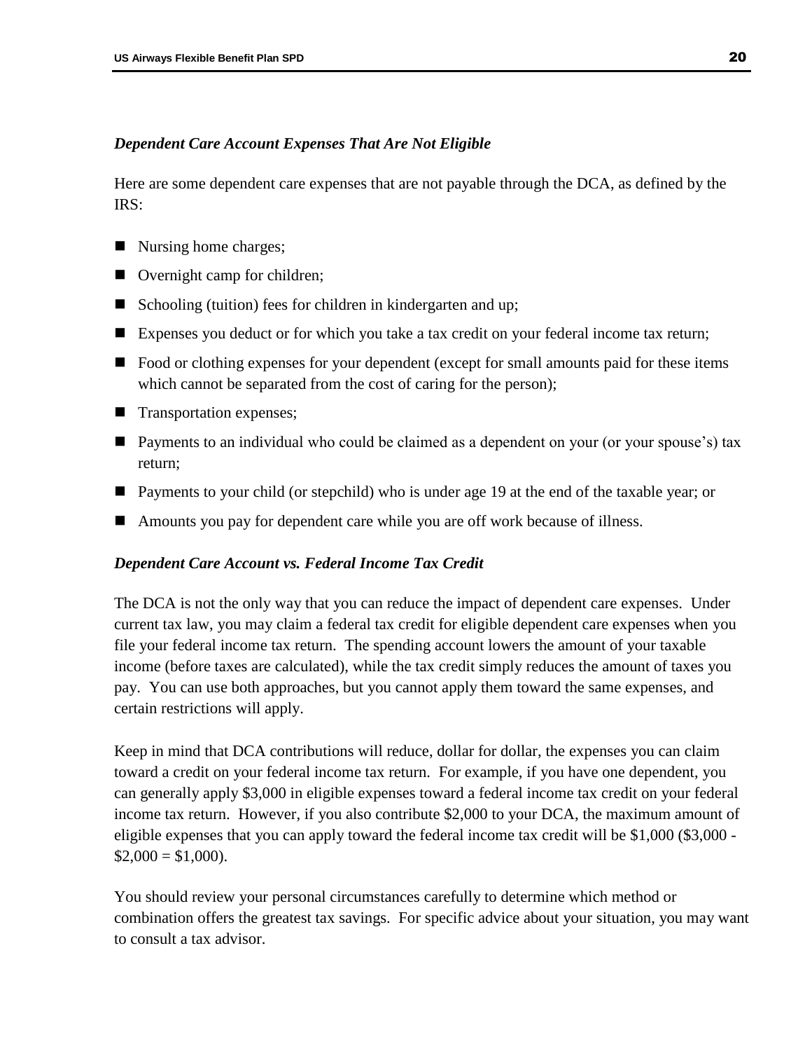### *Dependent Care Account Expenses That Are Not Eligible*

Here are some dependent care expenses that are not payable through the DCA, as defined by the IRS:

- Nursing home charges;
- Overnight camp for children;
- Schooling (tuition) fees for children in kindergarten and up;
- Expenses you deduct or for which you take a tax credit on your federal income tax return;
- Food or clothing expenses for your dependent (except for small amounts paid for these items which cannot be separated from the cost of caring for the person);
- Transportation expenses;
- Payments to an individual who could be claimed as a dependent on your (or your spouse's) tax return;
- Payments to your child (or stepchild) who is under age 19 at the end of the taxable year; or
- Amounts you pay for dependent care while you are off work because of illness.

### *Dependent Care Account vs. Federal Income Tax Credit*

The DCA is not the only way that you can reduce the impact of dependent care expenses. Under current tax law, you may claim a federal tax credit for eligible dependent care expenses when you file your federal income tax return. The spending account lowers the amount of your taxable income (before taxes are calculated), while the tax credit simply reduces the amount of taxes you pay. You can use both approaches, but you cannot apply them toward the same expenses, and certain restrictions will apply.

Keep in mind that DCA contributions will reduce, dollar for dollar, the expenses you can claim toward a credit on your federal income tax return. For example, if you have one dependent, you can generally apply $3,000 in eligible expenses toward a federal income tax credit on your federal income tax return. However, if you also contribute $2,000 to your DCA, the maximum amount of eligible expenses that you can apply toward the federal income tax credit will be $1,000 ($3,000 - $2,000 = $1,000).

You should review your personal circumstances carefully to determine which method or combination offers the greatest tax savings. For specific advice about your situation, you may want to consult a tax advisor.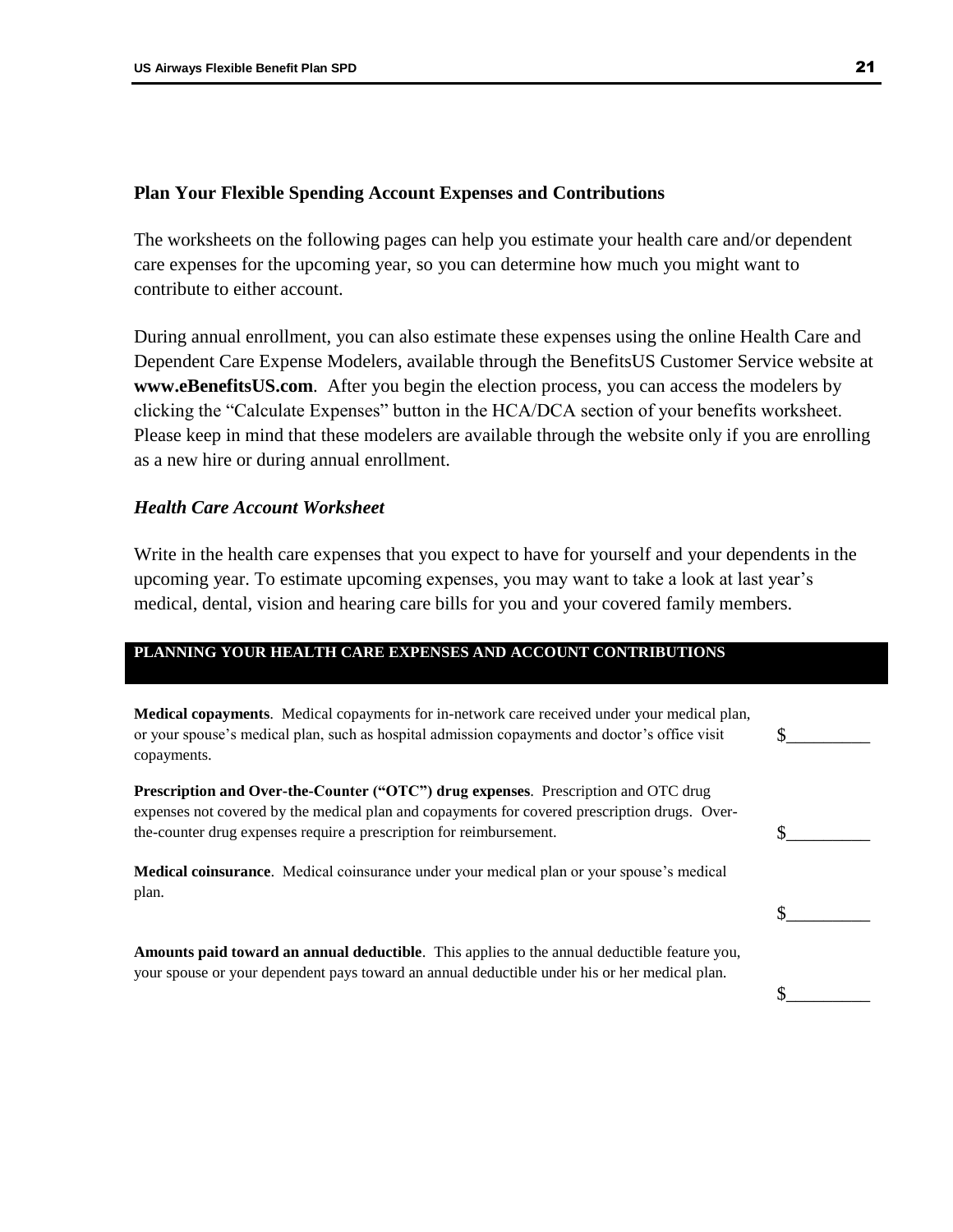## Plan Your Flexible Spending Account Expenses and Contributions

The worksheets on the following pages can help you estimate your health care and/or dependent care expenses for the upcoming year, so you can determine how much you might want to contribute to either account.

During annual enrollment, you can also estimate these expenses using the online Health Care and Dependent Care Expense Modelers, available through the BenefitsUS Customer Service website at **www.eBenefitsUS.com**. After you begin the election process, you can access the modelers by clicking the "Calculate Expenses" button in the HCA/DCA section of your benefits worksheet. Please keep in mind that these modelers are available through the website only if you are enrolling as a new hire or during annual enrollment.

### *Health Care Account Worksheet*

Write in the health care expenses that you expect to have for yourself and your dependents in the upcoming year. To estimate upcoming expenses, you may want to take a look at last year's medical, dental, vision and hearing care bills for you and your covered family members.

| PLANNING YOUR HEALTH CARE EXPENSES AND ACCOUNT CONTRIBUTIONS | |
|---|---|
| **Medical copayments**. Medical copayments for in-network care received under your medical plan, or your spouse's medical plan, such as hospital admission copayments and doctor's office visit copayments. | $__________ |
| **Prescription and Over-the-Counter ("OTC") drug expenses**. Prescription and OTC drug expenses not covered by the medical plan and copayments for covered prescription drugs. Over-the-counter drug expenses require a prescription for reimbursement. | $__________ |
| **Medical coinsurance**. Medical coinsurance under your medical plan or your spouse's medical plan. | $__________ |
| **Amounts paid toward an annual deductible**. This applies to the annual deductible feature you, your spouse or your dependent pays toward an annual deductible under his or her medical plan. | $__________ |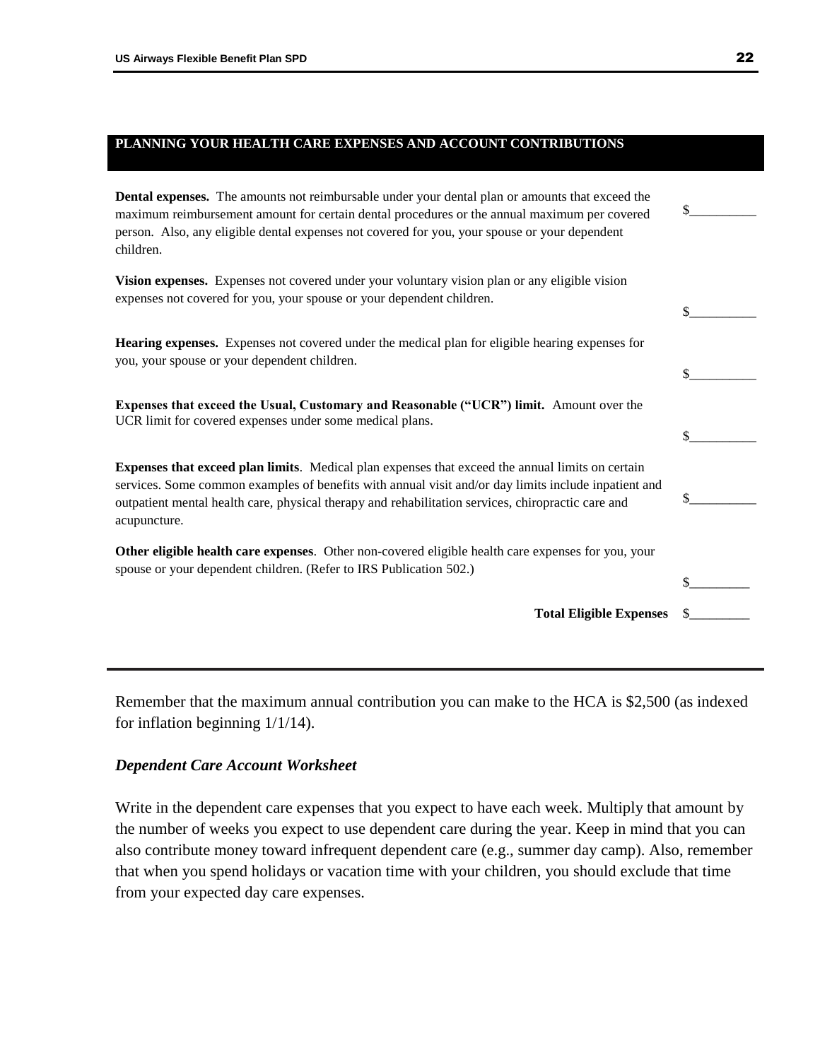## PLANNING YOUR HEALTH CARE EXPENSES AND ACCOUNT CONTRIBUTIONS

| | |
|---|---|
| **Dental expenses.** The amounts not reimbursable under your dental plan or amounts that exceed the maximum reimbursement amount for certain dental procedures or the annual maximum per covered person. Also, any eligible dental expenses not covered for you, your spouse or your dependent children. | $__________ |
| **Vision expenses.** Expenses not covered under your voluntary vision plan or any eligible vision expenses not covered for you, your spouse or your dependent children. | $__________ |
| **Hearing expenses.** Expenses not covered under the medical plan for eligible hearing expenses for you, your spouse or your dependent children. | $__________ |
| **Expenses that exceed the Usual, Customary and Reasonable ("UCR") limit.** Amount over the UCR limit for covered expenses under some medical plans. | $__________ |
| **Expenses that exceed plan limits**. Medical plan expenses that exceed the annual limits on certain services. Some common examples of benefits with annual visit and/or day limits include inpatient and outpatient mental health care, physical therapy and rehabilitation services, chiropractic care and acupuncture. | $__________ |
| **Other eligible health care expenses**. Other non-covered eligible health care expenses for you, your spouse or your dependent children. (Refer to IRS Publication 502.) | $_________ |
| **Total Eligible Expenses** | $_________ |

Remember that the maximum annual contribution you can make to the HCA is $2,500 (as indexed for inflation beginning 1/1/14).

### *Dependent Care Account Worksheet*

Write in the dependent care expenses that you expect to have each week. Multiply that amount by the number of weeks you expect to use dependent care during the year. Keep in mind that you can also contribute money toward infrequent dependent care (e.g., summer day camp). Also, remember that when you spend holidays or vacation time with your children, you should exclude that time from your expected day care expenses.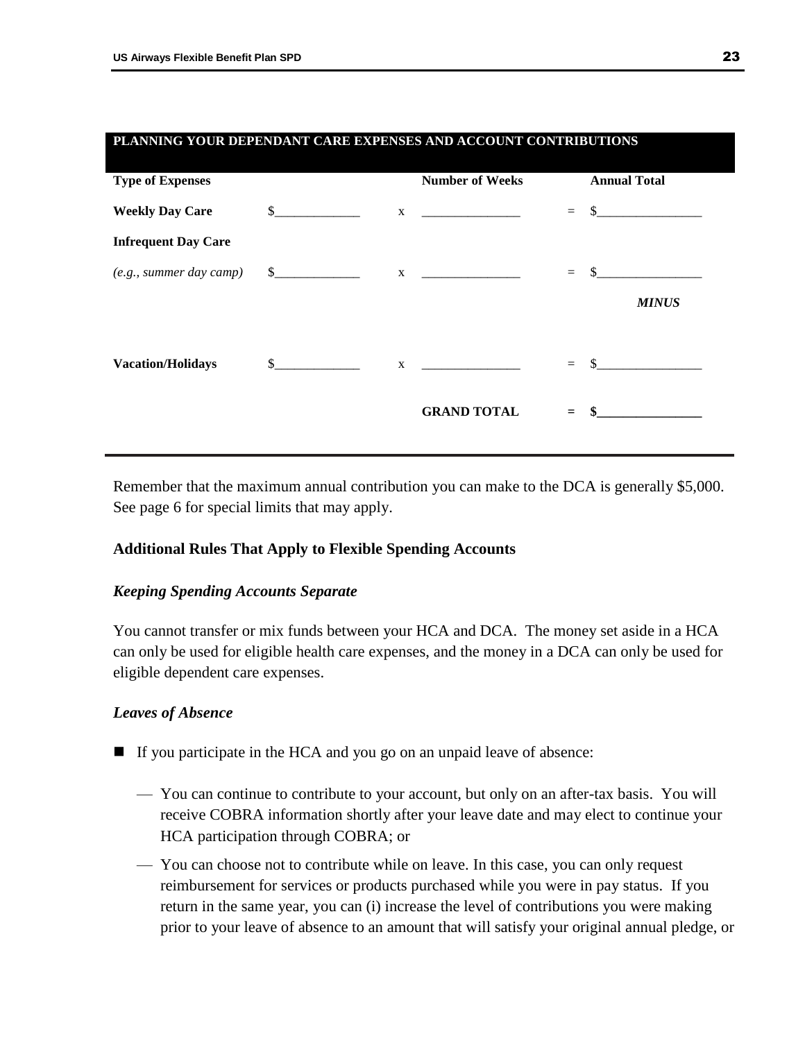| **PLANNING YOUR DEPENDANT CARE EXPENSES AND ACCOUNT CONTRIBUTIONS** | | | | | |
|---|---|---|---|---|---|
| **Type of Expenses** | | | **Number of Weeks** | | **Annual Total** |
| **Weekly Day Care** | $____________ | x | ______________ | = | $_______________ |
| **Infrequent Day Care** | | | | | |
| *(e.g., summer day camp)* | $____________ | x | ______________ | = | $_______________ |
| | | | | | ***MINUS*** |
| **Vacation/Holidays** | $____________ | x | ______________ | = | $_______________ |
| | | | **GRAND TOTAL** | **=** | **$_______________** |

Remember that the maximum annual contribution you can make to the DCA is generally $5,000. See page 6 for special limits that may apply.

### Additional Rules That Apply to Flexible Spending Accounts

#### *Keeping Spending Accounts Separate*

You cannot transfer or mix funds between your HCA and DCA. The money set aside in a HCA can only be used for eligible health care expenses, and the money in a DCA can only be used for eligible dependent care expenses.

#### *Leaves of Absence*

- If you participate in the HCA and you go on an unpaid leave of absence:
  - You can continue to contribute to your account, but only on an after-tax basis. You will receive COBRA information shortly after your leave date and may elect to continue your HCA participation through COBRA; or
  - You can choose not to contribute while on leave. In this case, you can only request reimbursement for services or products purchased while you were in pay status. If you return in the same year, you can (i) increase the level of contributions you were making prior to your leave of absence to an amount that will satisfy your original annual pledge, or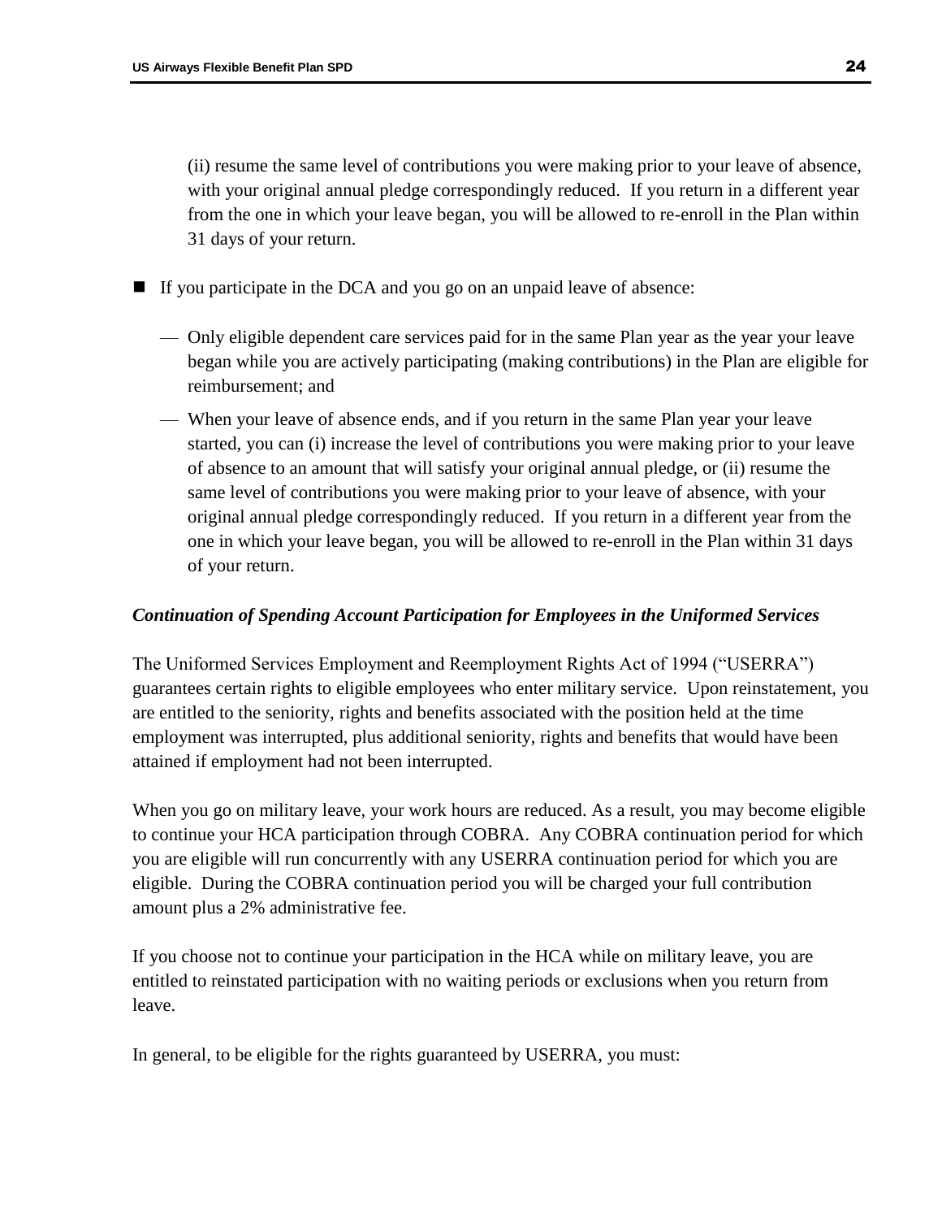(ii) resume the same level of contributions you were making prior to your leave of absence, with your original annual pledge correspondingly reduced. If you return in a different year from the one in which your leave began, you will be allowed to re-enroll in the Plan within 31 days of your return.

- If you participate in the DCA and you go on an unpaid leave of absence:
  - Only eligible dependent care services paid for in the same Plan year as the year your leave began while you are actively participating (making contributions) in the Plan are eligible for reimbursement; and
  - When your leave of absence ends, and if you return in the same Plan year your leave started, you can (i) increase the level of contributions you were making prior to your leave of absence to an amount that will satisfy your original annual pledge, or (ii) resume the same level of contributions you were making prior to your leave of absence, with your original annual pledge correspondingly reduced. If you return in a different year from the one in which your leave began, you will be allowed to re-enroll in the Plan within 31 days of your return.

***Continuation of Spending Account Participation for Employees in the Uniformed Services***

The Uniformed Services Employment and Reemployment Rights Act of 1994 ("USERRA") guarantees certain rights to eligible employees who enter military service. Upon reinstatement, you are entitled to the seniority, rights and benefits associated with the position held at the time employment was interrupted, plus additional seniority, rights and benefits that would have been attained if employment had not been interrupted.

When you go on military leave, your work hours are reduced. As a result, you may become eligible to continue your HCA participation through COBRA. Any COBRA continuation period for which you are eligible will run concurrently with any USERRA continuation period for which you are eligible. During the COBRA continuation period you will be charged your full contribution amount plus a 2% administrative fee.

If you choose not to continue your participation in the HCA while on military leave, you are entitled to reinstated participation with no waiting periods or exclusions when you return from leave.

In general, to be eligible for the rights guaranteed by USERRA, you must: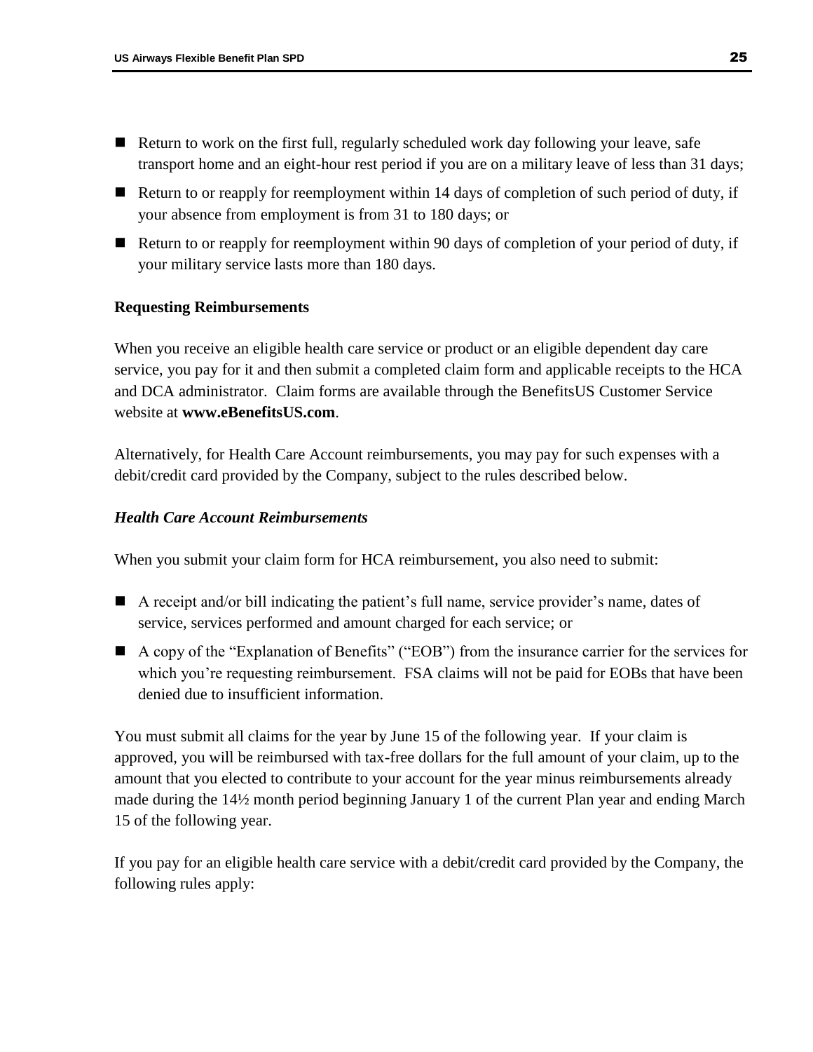- Return to work on the first full, regularly scheduled work day following your leave, safe transport home and an eight-hour rest period if you are on a military leave of less than 31 days;
- Return to or reapply for reemployment within 14 days of completion of such period of duty, if your absence from employment is from 31 to 180 days; or
- Return to or reapply for reemployment within 90 days of completion of your period of duty, if your military service lasts more than 180 days.

**Requesting Reimbursements**

When you receive an eligible health care service or product or an eligible dependent day care service, you pay for it and then submit a completed claim form and applicable receipts to the HCA and DCA administrator. Claim forms are available through the BenefitsUS Customer Service website at **www.eBenefitsUS.com**.

Alternatively, for Health Care Account reimbursements, you may pay for such expenses with a debit/credit card provided by the Company, subject to the rules described below.

***Health Care Account Reimbursements***

When you submit your claim form for HCA reimbursement, you also need to submit:

- A receipt and/or bill indicating the patient's full name, service provider's name, dates of service, services performed and amount charged for each service; or
- A copy of the "Explanation of Benefits" ("EOB") from the insurance carrier for the services for which you're requesting reimbursement. FSA claims will not be paid for EOBs that have been denied due to insufficient information.

You must submit all claims for the year by June 15 of the following year. If your claim is approved, you will be reimbursed with tax-free dollars for the full amount of your claim, up to the amount that you elected to contribute to your account for the year minus reimbursements already made during the 14½ month period beginning January 1 of the current Plan year and ending March 15 of the following year.

If you pay for an eligible health care service with a debit/credit card provided by the Company, the following rules apply: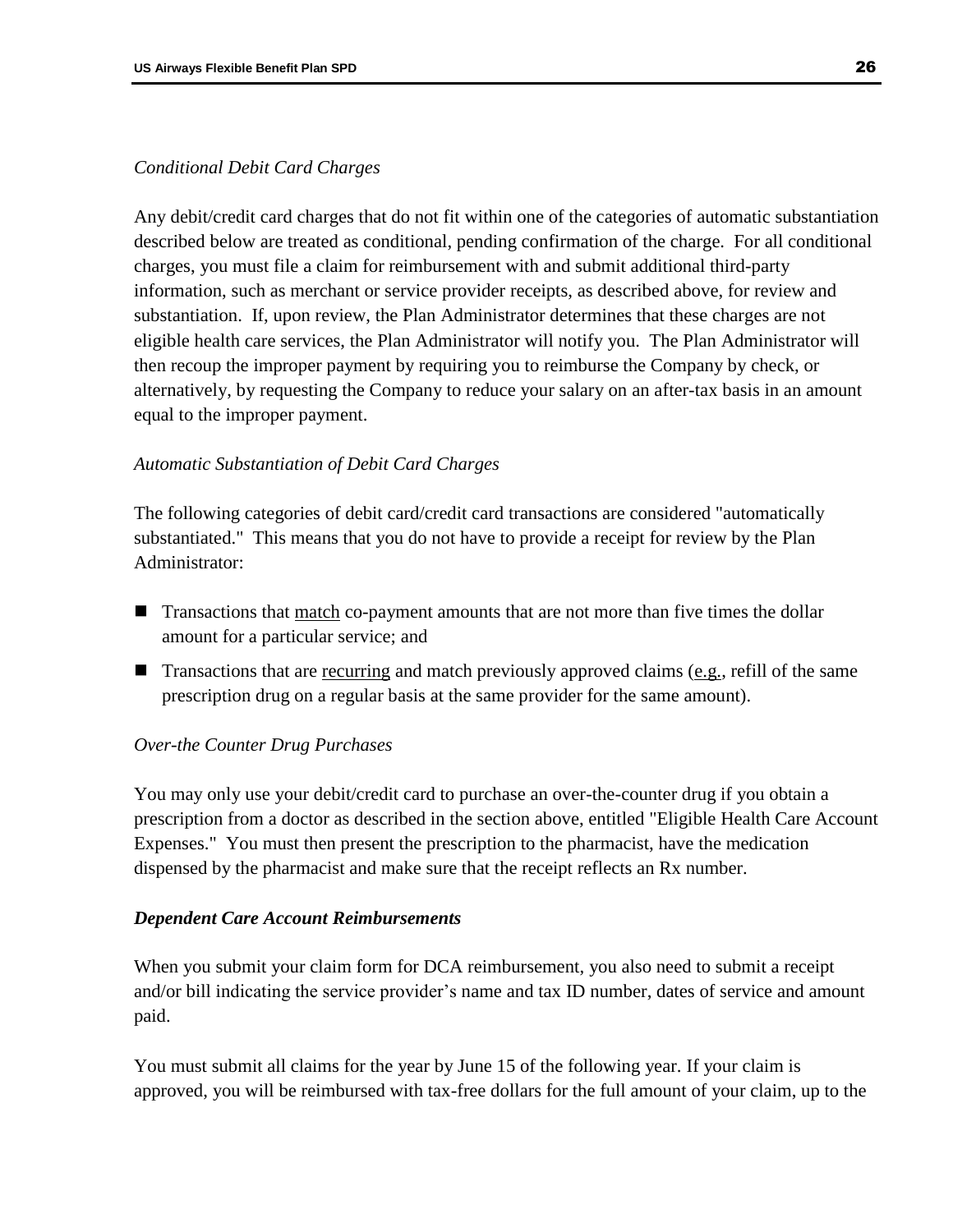*Conditional Debit Card Charges*

Any debit/credit card charges that do not fit within one of the categories of automatic substantiation described below are treated as conditional, pending confirmation of the charge. For all conditional charges, you must file a claim for reimbursement with and submit additional third-party information, such as merchant or service provider receipts, as described above, for review and substantiation. If, upon review, the Plan Administrator determines that these charges are not eligible health care services, the Plan Administrator will notify you. The Plan Administrator will then recoup the improper payment by requiring you to reimburse the Company by check, or alternatively, by requesting the Company to reduce your salary on an after-tax basis in an amount equal to the improper payment.

*Automatic Substantiation of Debit Card Charges*

The following categories of debit card/credit card transactions are considered "automatically substantiated." This means that you do not have to provide a receipt for review by the Plan Administrator:

- Transactions that <u>match</u> co-payment amounts that are not more than five times the dollar amount for a particular service; and
- Transactions that are <u>recurring</u> and match previously approved claims (<u>e.g.</u>, refill of the same prescription drug on a regular basis at the same provider for the same amount).

*Over-the Counter Drug Purchases*

You may only use your debit/credit card to purchase an over-the-counter drug if you obtain a prescription from a doctor as described in the section above, entitled "Eligible Health Care Account Expenses." You must then present the prescription to the pharmacist, have the medication dispensed by the pharmacist and make sure that the receipt reflects an Rx number.

***Dependent Care Account Reimbursements***

When you submit your claim form for DCA reimbursement, you also need to submit a receipt and/or bill indicating the service provider's name and tax ID number, dates of service and amount paid.

You must submit all claims for the year by June 15 of the following year. If your claim is approved, you will be reimbursed with tax-free dollars for the full amount of your claim, up to the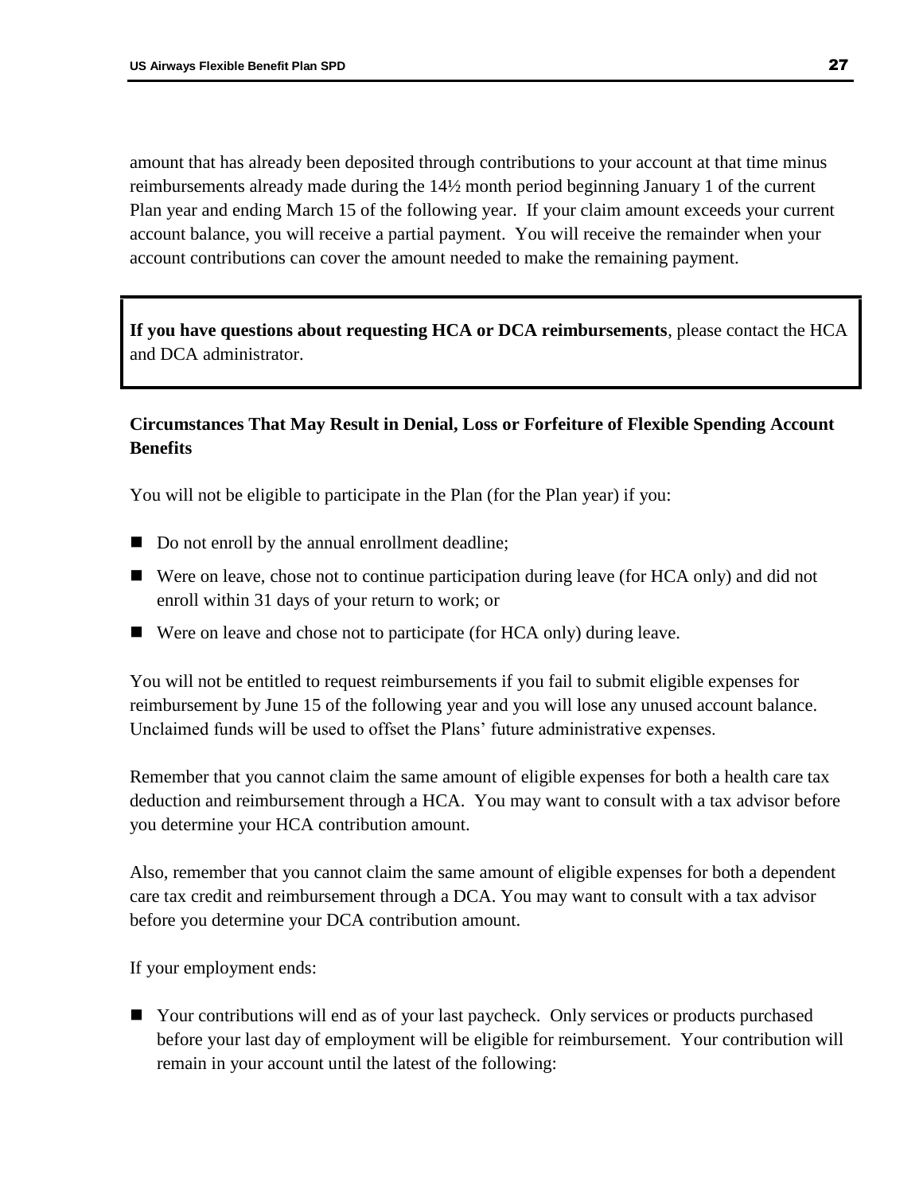amount that has already been deposited through contributions to your account at that time minus reimbursements already made during the 14½ month period beginning January 1 of the current Plan year and ending March 15 of the following year. If your claim amount exceeds your current account balance, you will receive a partial payment. You will receive the remainder when your account contributions can cover the amount needed to make the remaining payment.

**If you have questions about requesting HCA or DCA reimbursements**, please contact the HCA and DCA administrator.

### Circumstances That May Result in Denial, Loss or Forfeiture of Flexible Spending Account Benefits

You will not be eligible to participate in the Plan (for the Plan year) if you:

- Do not enroll by the annual enrollment deadline;
- Were on leave, chose not to continue participation during leave (for HCA only) and did not enroll within 31 days of your return to work; or
- Were on leave and chose not to participate (for HCA only) during leave.

You will not be entitled to request reimbursements if you fail to submit eligible expenses for reimbursement by June 15 of the following year and you will lose any unused account balance. Unclaimed funds will be used to offset the Plans' future administrative expenses.

Remember that you cannot claim the same amount of eligible expenses for both a health care tax deduction and reimbursement through a HCA. You may want to consult with a tax advisor before you determine your HCA contribution amount.

Also, remember that you cannot claim the same amount of eligible expenses for both a dependent care tax credit and reimbursement through a DCA. You may want to consult with a tax advisor before you determine your DCA contribution amount.

If your employment ends:

- Your contributions will end as of your last paycheck. Only services or products purchased before your last day of employment will be eligible for reimbursement. Your contribution will remain in your account until the latest of the following: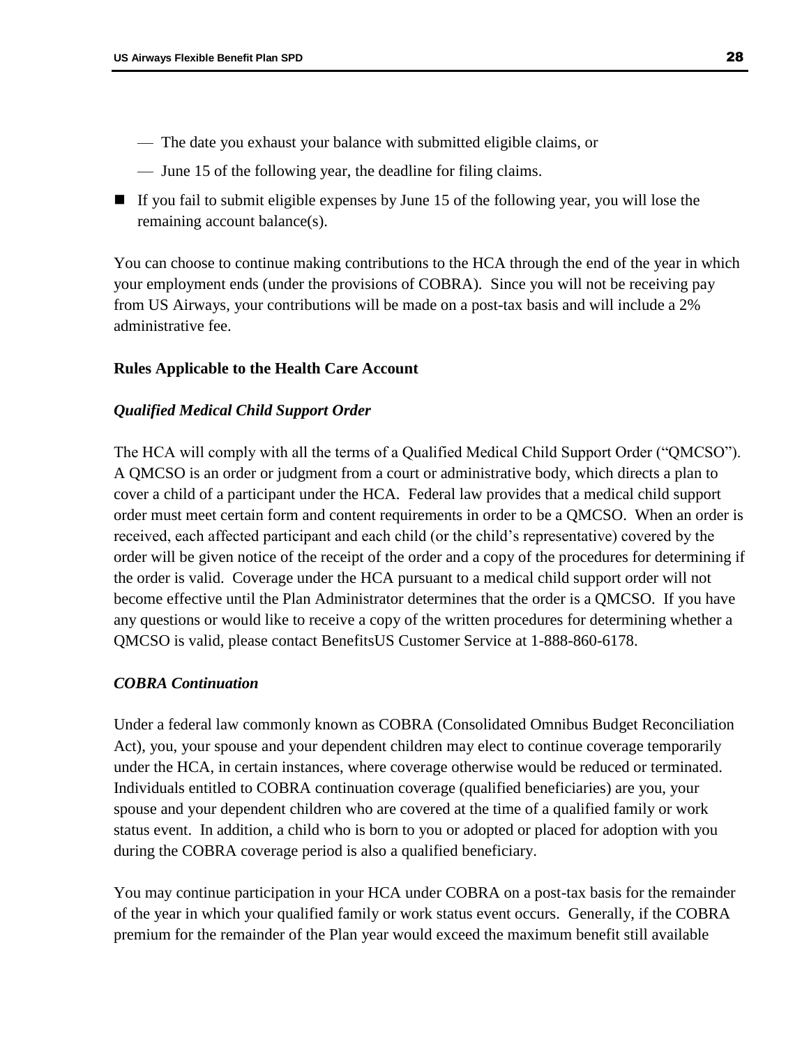- The date you exhaust your balance with submitted eligible claims, or
  - June 15 of the following year, the deadline for filing claims.
- If you fail to submit eligible expenses by June 15 of the following year, you will lose the remaining account balance(s).

You can choose to continue making contributions to the HCA through the end of the year in which your employment ends (under the provisions of COBRA). Since you will not be receiving pay from US Airways, your contributions will be made on a post-tax basis and will include a 2% administrative fee.

**Rules Applicable to the Health Care Account**

***Qualified Medical Child Support Order***

The HCA will comply with all the terms of a Qualified Medical Child Support Order ("QMCSO"). A QMCSO is an order or judgment from a court or administrative body, which directs a plan to cover a child of a participant under the HCA. Federal law provides that a medical child support order must meet certain form and content requirements in order to be a QMCSO. When an order is received, each affected participant and each child (or the child's representative) covered by the order will be given notice of the receipt of the order and a copy of the procedures for determining if the order is valid. Coverage under the HCA pursuant to a medical child support order will not become effective until the Plan Administrator determines that the order is a QMCSO. If you have any questions or would like to receive a copy of the written procedures for determining whether a QMCSO is valid, please contact BenefitsUS Customer Service at 1-888-860-6178.

***COBRA Continuation***

Under a federal law commonly known as COBRA (Consolidated Omnibus Budget Reconciliation Act), you, your spouse and your dependent children may elect to continue coverage temporarily under the HCA, in certain instances, where coverage otherwise would be reduced or terminated. Individuals entitled to COBRA continuation coverage (qualified beneficiaries) are you, your spouse and your dependent children who are covered at the time of a qualified family or work status event. In addition, a child who is born to you or adopted or placed for adoption with you during the COBRA coverage period is also a qualified beneficiary.

You may continue participation in your HCA under COBRA on a post-tax basis for the remainder of the year in which your qualified family or work status event occurs. Generally, if the COBRA premium for the remainder of the Plan year would exceed the maximum benefit still available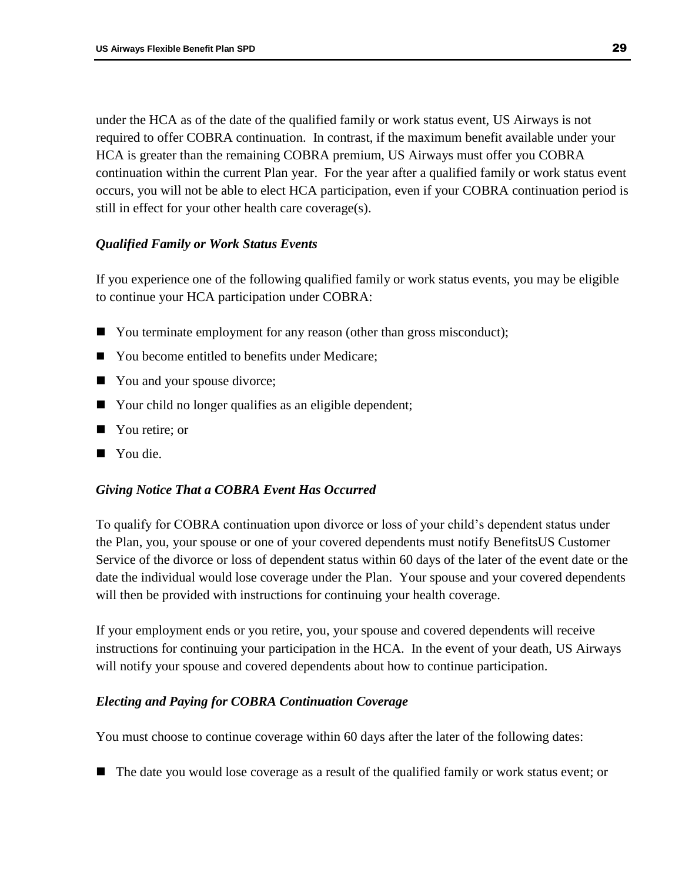under the HCA as of the date of the qualified family or work status event, US Airways is not required to offer COBRA continuation. In contrast, if the maximum benefit available under your HCA is greater than the remaining COBRA premium, US Airways must offer you COBRA continuation within the current Plan year. For the year after a qualified family or work status event occurs, you will not be able to elect HCA participation, even if your COBRA continuation period is still in effect for your other health care coverage(s).

### *Qualified Family or Work Status Events*

If you experience one of the following qualified family or work status events, you may be eligible to continue your HCA participation under COBRA:

- You terminate employment for any reason (other than gross misconduct);
- You become entitled to benefits under Medicare;
- You and your spouse divorce;
- Your child no longer qualifies as an eligible dependent;
- You retire; or
- You die.

### *Giving Notice That a COBRA Event Has Occurred*

To qualify for COBRA continuation upon divorce or loss of your child's dependent status under the Plan, you, your spouse or one of your covered dependents must notify BenefitsUS Customer Service of the divorce or loss of dependent status within 60 days of the later of the event date or the date the individual would lose coverage under the Plan. Your spouse and your covered dependents will then be provided with instructions for continuing your health coverage.

If your employment ends or you retire, you, your spouse and covered dependents will receive instructions for continuing your participation in the HCA. In the event of your death, US Airways will notify your spouse and covered dependents about how to continue participation.

### *Electing and Paying for COBRA Continuation Coverage*

You must choose to continue coverage within 60 days after the later of the following dates:

- The date you would lose coverage as a result of the qualified family or work status event; or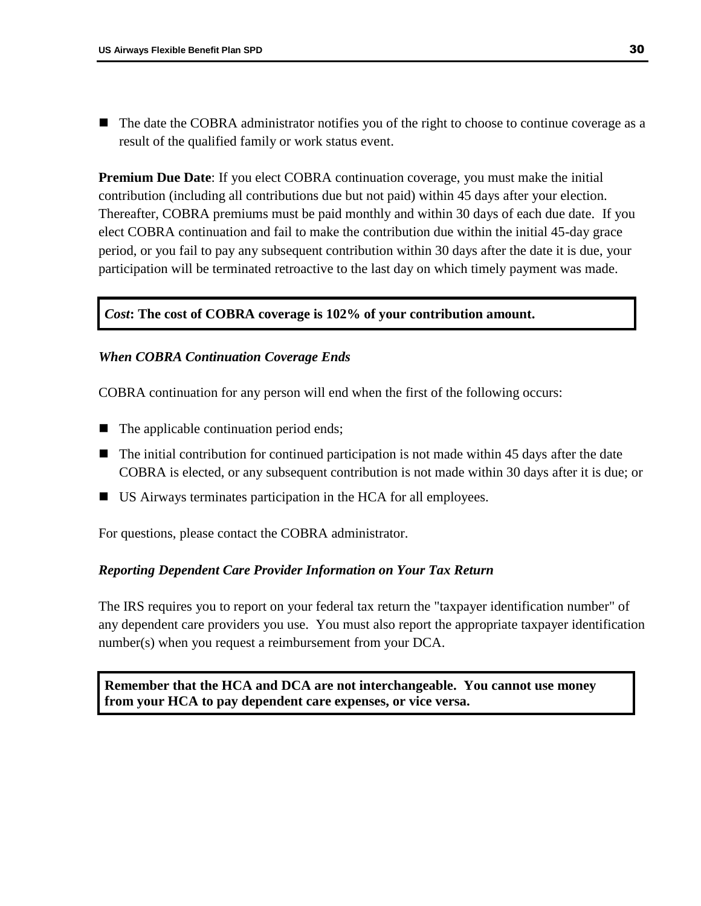- The date the COBRA administrator notifies you of the right to choose to continue coverage as a result of the qualified family or work status event.

**Premium Due Date**: If you elect COBRA continuation coverage, you must make the initial contribution (including all contributions due but not paid) within 45 days after your election. Thereafter, COBRA premiums must be paid monthly and within 30 days of each due date. If you elect COBRA continuation and fail to make the contribution due within the initial 45-day grace period, or you fail to pay any subsequent contribution within 30 days after the date it is due, your participation will be terminated retroactive to the last day on which timely payment was made.

***Cost*: The cost of COBRA coverage is 102% of your contribution amount.**

### *When COBRA Continuation Coverage Ends*

COBRA continuation for any person will end when the first of the following occurs:

- The applicable continuation period ends;
- The initial contribution for continued participation is not made within 45 days after the date COBRA is elected, or any subsequent contribution is not made within 30 days after it is due; or
- US Airways terminates participation in the HCA for all employees.

For questions, please contact the COBRA administrator.

### *Reporting Dependent Care Provider Information on Your Tax Return*

The IRS requires you to report on your federal tax return the "taxpayer identification number" of any dependent care providers you use. You must also report the appropriate taxpayer identification number(s) when you request a reimbursement from your DCA.

**Remember that the HCA and DCA are not interchangeable. You cannot use money from your HCA to pay dependent care expenses, or vice versa.**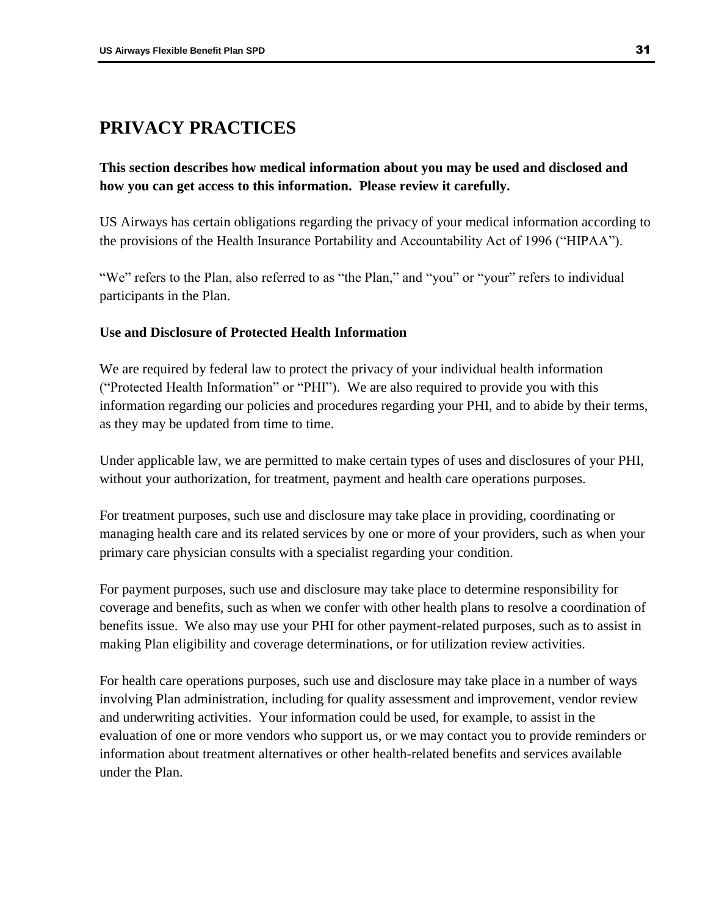# PRIVACY PRACTICES

**This section describes how medical information about you may be used and disclosed and how you can get access to this information. Please review it carefully.**

US Airways has certain obligations regarding the privacy of your medical information according to the provisions of the Health Insurance Portability and Accountability Act of 1996 ("HIPAA").

"We" refers to the Plan, also referred to as "the Plan," and "you" or "your" refers to individual participants in the Plan.

**Use and Disclosure of Protected Health Information**

We are required by federal law to protect the privacy of your individual health information ("Protected Health Information" or "PHI"). We are also required to provide you with this information regarding our policies and procedures regarding your PHI, and to abide by their terms, as they may be updated from time to time.

Under applicable law, we are permitted to make certain types of uses and disclosures of your PHI, without your authorization, for treatment, payment and health care operations purposes.

For treatment purposes, such use and disclosure may take place in providing, coordinating or managing health care and its related services by one or more of your providers, such as when your primary care physician consults with a specialist regarding your condition.

For payment purposes, such use and disclosure may take place to determine responsibility for coverage and benefits, such as when we confer with other health plans to resolve a coordination of benefits issue. We also may use your PHI for other payment-related purposes, such as to assist in making Plan eligibility and coverage determinations, or for utilization review activities.

For health care operations purposes, such use and disclosure may take place in a number of ways involving Plan administration, including for quality assessment and improvement, vendor review and underwriting activities. Your information could be used, for example, to assist in the evaluation of one or more vendors who support us, or we may contact you to provide reminders or information about treatment alternatives or other health-related benefits and services available under the Plan.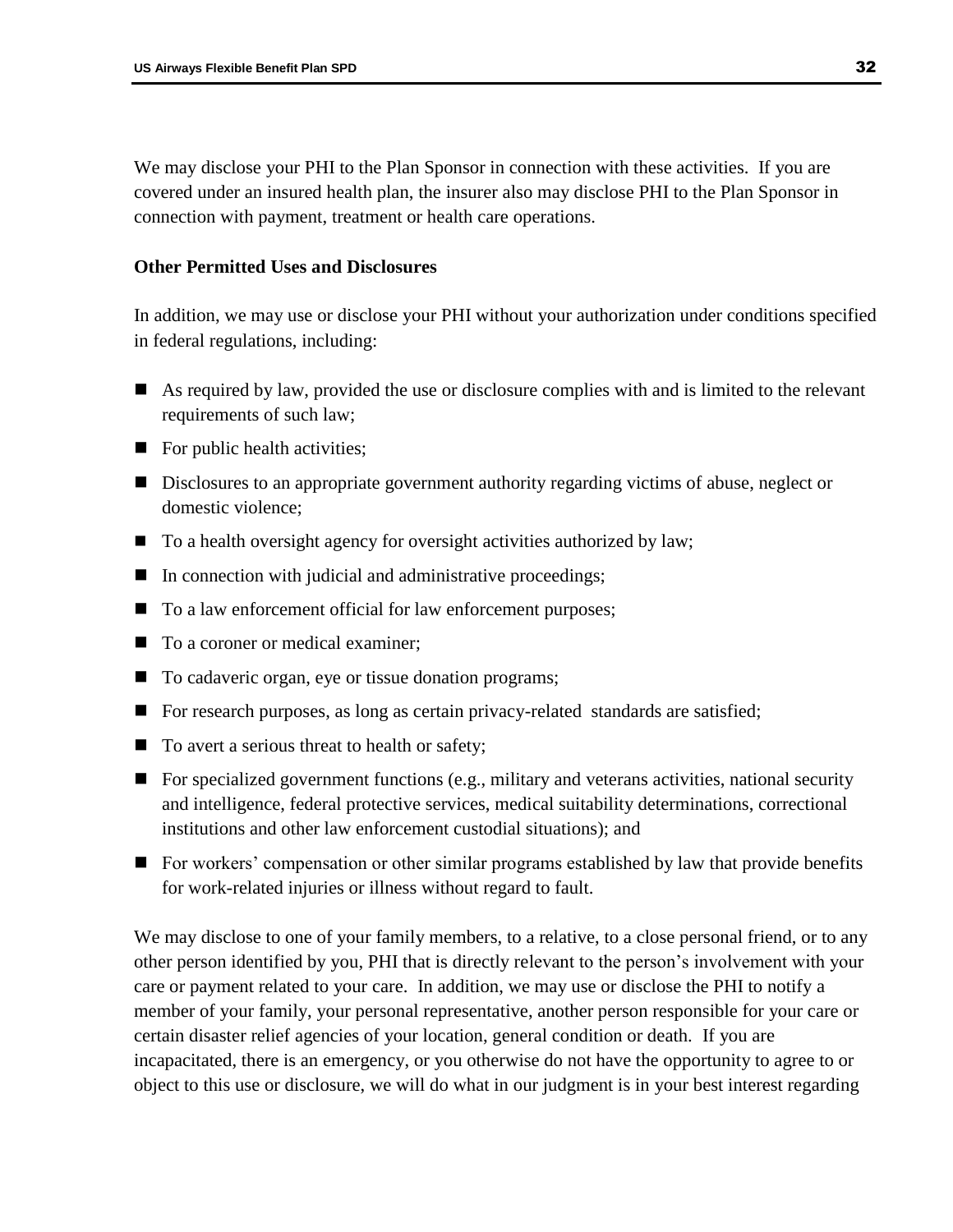We may disclose your PHI to the Plan Sponsor in connection with these activities.  If you are covered under an insured health plan, the insurer also may disclose PHI to the Plan Sponsor in connection with payment, treatment or health care operations.

**Other Permitted Uses and Disclosures**

In addition, we may use or disclose your PHI without your authorization under conditions specified in federal regulations, including:

- As required by law, provided the use or disclosure complies with and is limited to the relevant requirements of such law;
- For public health activities;
- Disclosures to an appropriate government authority regarding victims of abuse, neglect or domestic violence;
- To a health oversight agency for oversight activities authorized by law;
- In connection with judicial and administrative proceedings;
- To a law enforcement official for law enforcement purposes;
- To a coroner or medical examiner;
- To cadaveric organ, eye or tissue donation programs;
- For research purposes, as long as certain privacy-related standards are satisfied;
- To avert a serious threat to health or safety;
- For specialized government functions (e.g., military and veterans activities, national security and intelligence, federal protective services, medical suitability determinations, correctional institutions and other law enforcement custodial situations); and
- For workers' compensation or other similar programs established by law that provide benefits for work-related injuries or illness without regard to fault.

We may disclose to one of your family members, to a relative, to a close personal friend, or to any other person identified by you, PHI that is directly relevant to the person's involvement with your care or payment related to your care.  In addition, we may use or disclose the PHI to notify a member of your family, your personal representative, another person responsible for your care or certain disaster relief agencies of your location, general condition or death.  If you are incapacitated, there is an emergency, or you otherwise do not have the opportunity to agree to or object to this use or disclosure, we will do what in our judgment is in your best interest regarding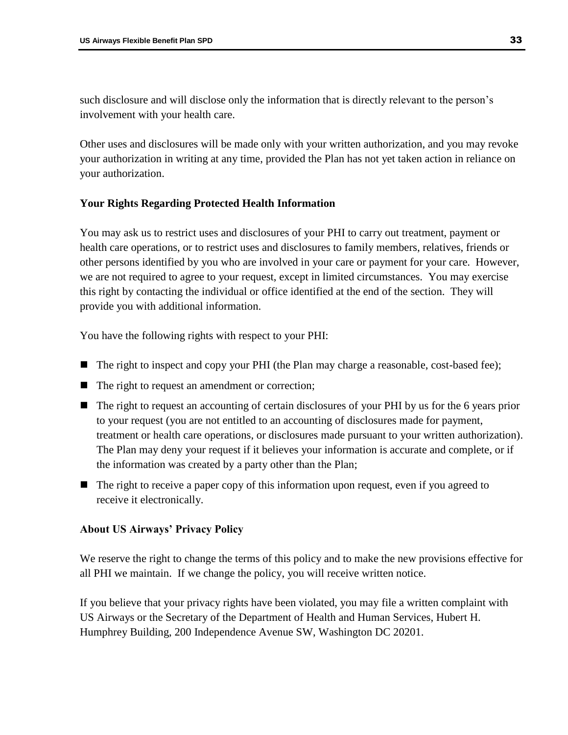such disclosure and will disclose only the information that is directly relevant to the person's involvement with your health care.

Other uses and disclosures will be made only with your written authorization, and you may revoke your authorization in writing at any time, provided the Plan has not yet taken action in reliance on your authorization.

**Your Rights Regarding Protected Health Information**

You may ask us to restrict uses and disclosures of your PHI to carry out treatment, payment or health care operations, or to restrict uses and disclosures to family members, relatives, friends or other persons identified by you who are involved in your care or payment for your care. However, we are not required to agree to your request, except in limited circumstances. You may exercise this right by contacting the individual or office identified at the end of the section. They will provide you with additional information.

You have the following rights with respect to your PHI:

- The right to inspect and copy your PHI (the Plan may charge a reasonable, cost-based fee);
- The right to request an amendment or correction;
- The right to request an accounting of certain disclosures of your PHI by us for the 6 years prior to your request (you are not entitled to an accounting of disclosures made for payment, treatment or health care operations, or disclosures made pursuant to your written authorization). The Plan may deny your request if it believes your information is accurate and complete, or if the information was created by a party other than the Plan;
- The right to receive a paper copy of this information upon request, even if you agreed to receive it electronically.

**About US Airways' Privacy Policy**

We reserve the right to change the terms of this policy and to make the new provisions effective for all PHI we maintain. If we change the policy, you will receive written notice.

If you believe that your privacy rights have been violated, you may file a written complaint with US Airways or the Secretary of the Department of Health and Human Services, Hubert H. Humphrey Building, 200 Independence Avenue SW, Washington DC 20201.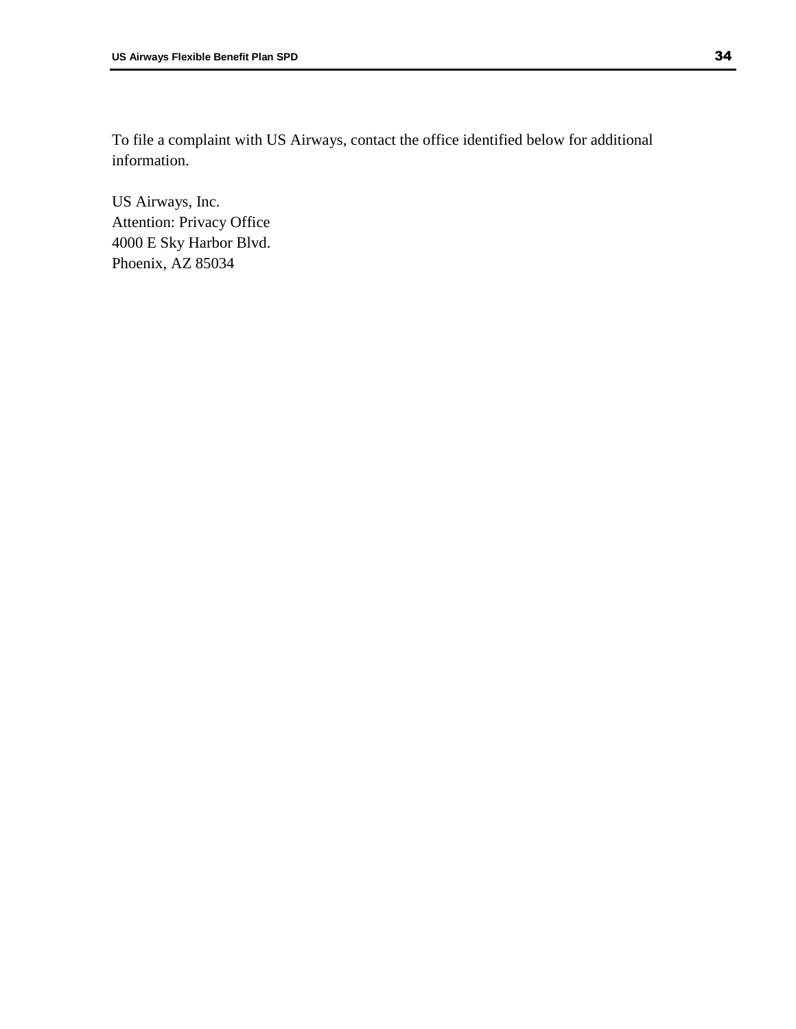To file a complaint with US Airways, contact the office identified below for additional information.

US Airways, Inc.
Attention: Privacy Office
4000 E Sky Harbor Blvd.
Phoenix, AZ 85034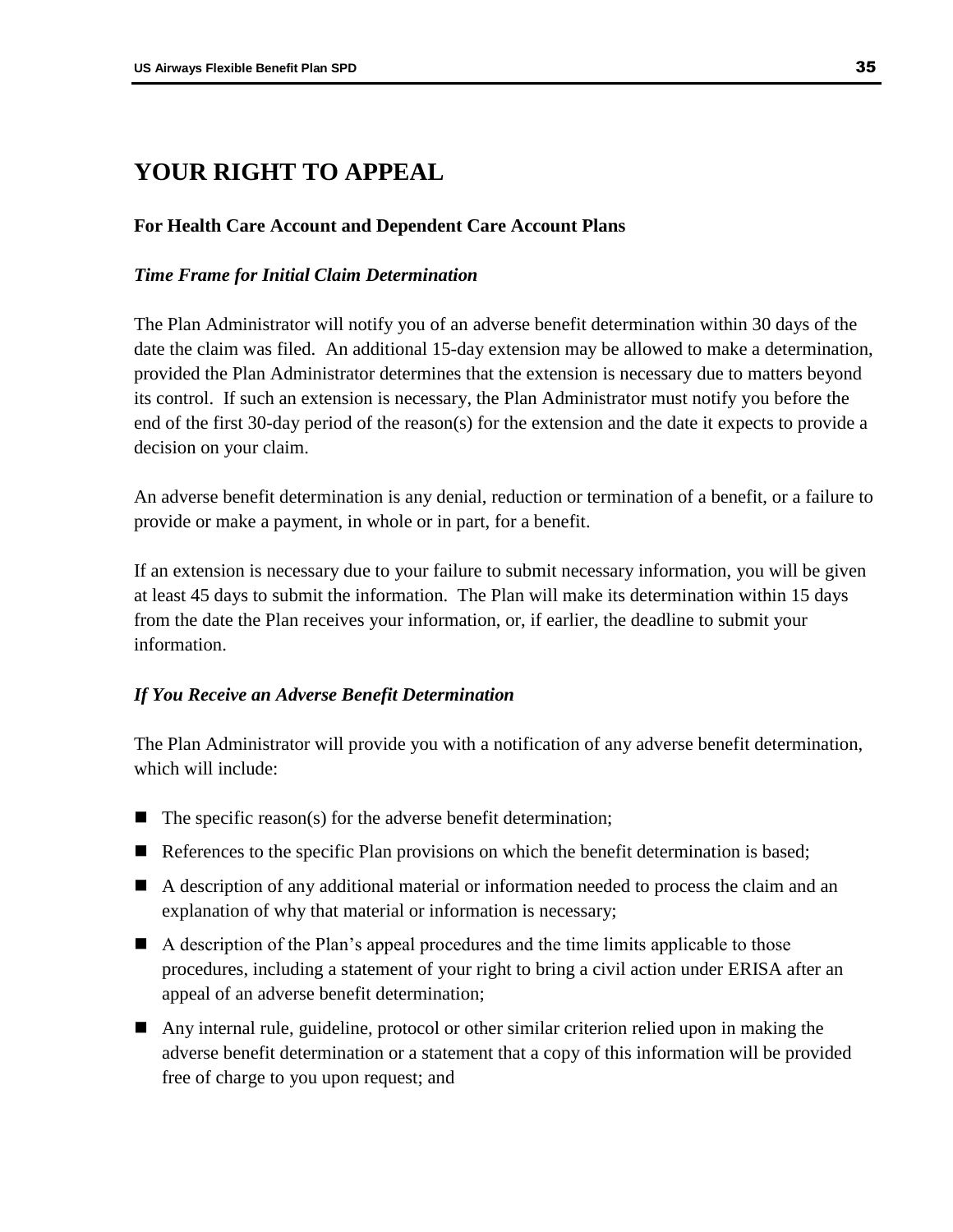## YOUR RIGHT TO APPEAL

### For Health Care Account and Dependent Care Account Plans

#### *Time Frame for Initial Claim Determination*

The Plan Administrator will notify you of an adverse benefit determination within 30 days of the date the claim was filed. An additional 15-day extension may be allowed to make a determination, provided the Plan Administrator determines that the extension is necessary due to matters beyond its control. If such an extension is necessary, the Plan Administrator must notify you before the end of the first 30-day period of the reason(s) for the extension and the date it expects to provide a decision on your claim.

An adverse benefit determination is any denial, reduction or termination of a benefit, or a failure to provide or make a payment, in whole or in part, for a benefit.

If an extension is necessary due to your failure to submit necessary information, you will be given at least 45 days to submit the information. The Plan will make its determination within 15 days from the date the Plan receives your information, or, if earlier, the deadline to submit your information.

#### *If You Receive an Adverse Benefit Determination*

The Plan Administrator will provide you with a notification of any adverse benefit determination, which will include:

- The specific reason(s) for the adverse benefit determination;
- References to the specific Plan provisions on which the benefit determination is based;
- A description of any additional material or information needed to process the claim and an explanation of why that material or information is necessary;
- A description of the Plan's appeal procedures and the time limits applicable to those procedures, including a statement of your right to bring a civil action under ERISA after an appeal of an adverse benefit determination;
- Any internal rule, guideline, protocol or other similar criterion relied upon in making the adverse benefit determination or a statement that a copy of this information will be provided free of charge to you upon request; and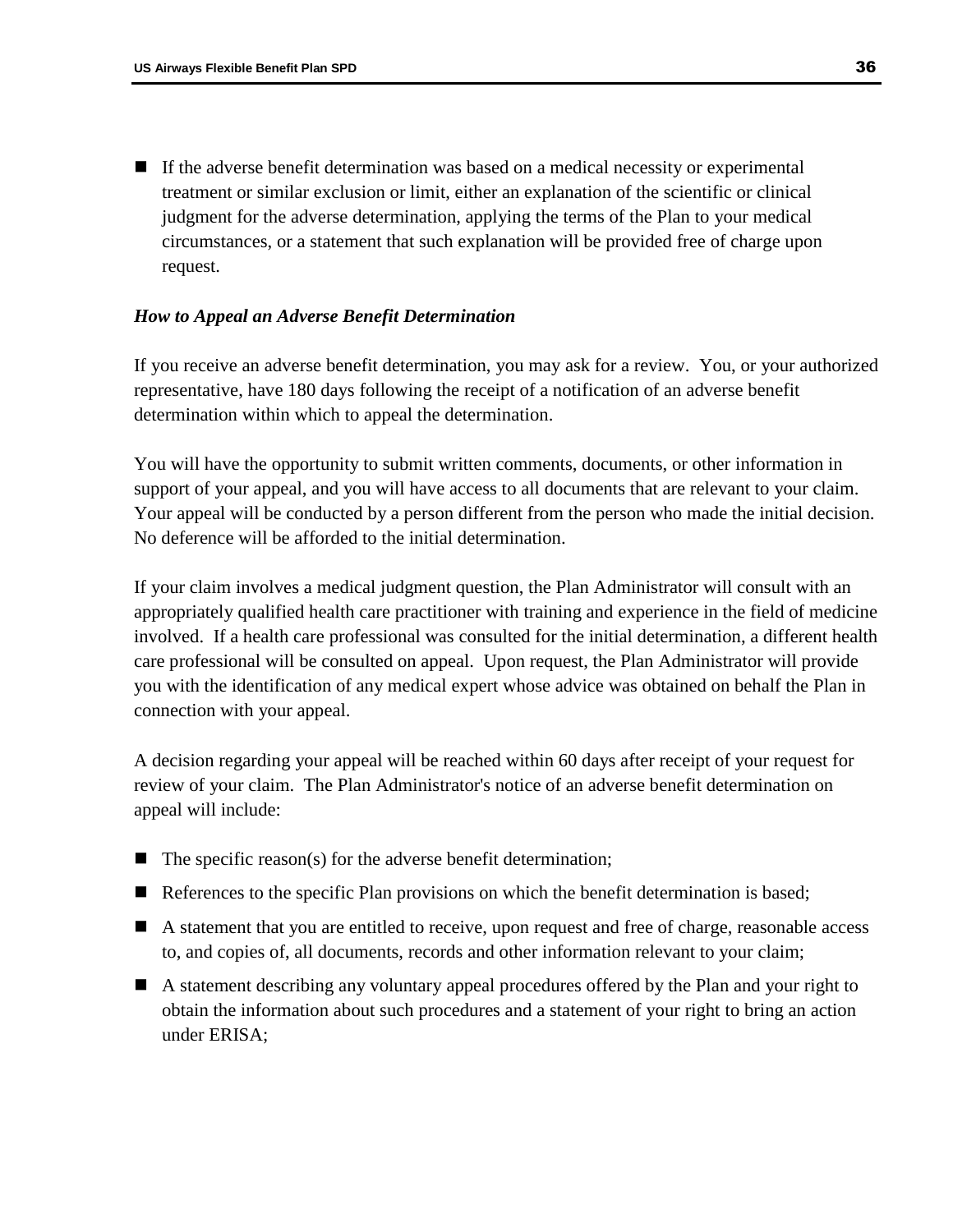- If the adverse benefit determination was based on a medical necessity or experimental treatment or similar exclusion or limit, either an explanation of the scientific or clinical judgment for the adverse determination, applying the terms of the Plan to your medical circumstances, or a statement that such explanation will be provided free of charge upon request.

***How to Appeal an Adverse Benefit Determination***

If you receive an adverse benefit determination, you may ask for a review. You, or your authorized representative, have 180 days following the receipt of a notification of an adverse benefit determination within which to appeal the determination.

You will have the opportunity to submit written comments, documents, or other information in support of your appeal, and you will have access to all documents that are relevant to your claim. Your appeal will be conducted by a person different from the person who made the initial decision. No deference will be afforded to the initial determination.

If your claim involves a medical judgment question, the Plan Administrator will consult with an appropriately qualified health care practitioner with training and experience in the field of medicine involved. If a health care professional was consulted for the initial determination, a different health care professional will be consulted on appeal. Upon request, the Plan Administrator will provide you with the identification of any medical expert whose advice was obtained on behalf the Plan in connection with your appeal.

A decision regarding your appeal will be reached within 60 days after receipt of your request for review of your claim. The Plan Administrator's notice of an adverse benefit determination on appeal will include:

- The specific reason(s) for the adverse benefit determination;
- References to the specific Plan provisions on which the benefit determination is based;
- A statement that you are entitled to receive, upon request and free of charge, reasonable access to, and copies of, all documents, records and other information relevant to your claim;
- A statement describing any voluntary appeal procedures offered by the Plan and your right to obtain the information about such procedures and a statement of your right to bring an action under ERISA;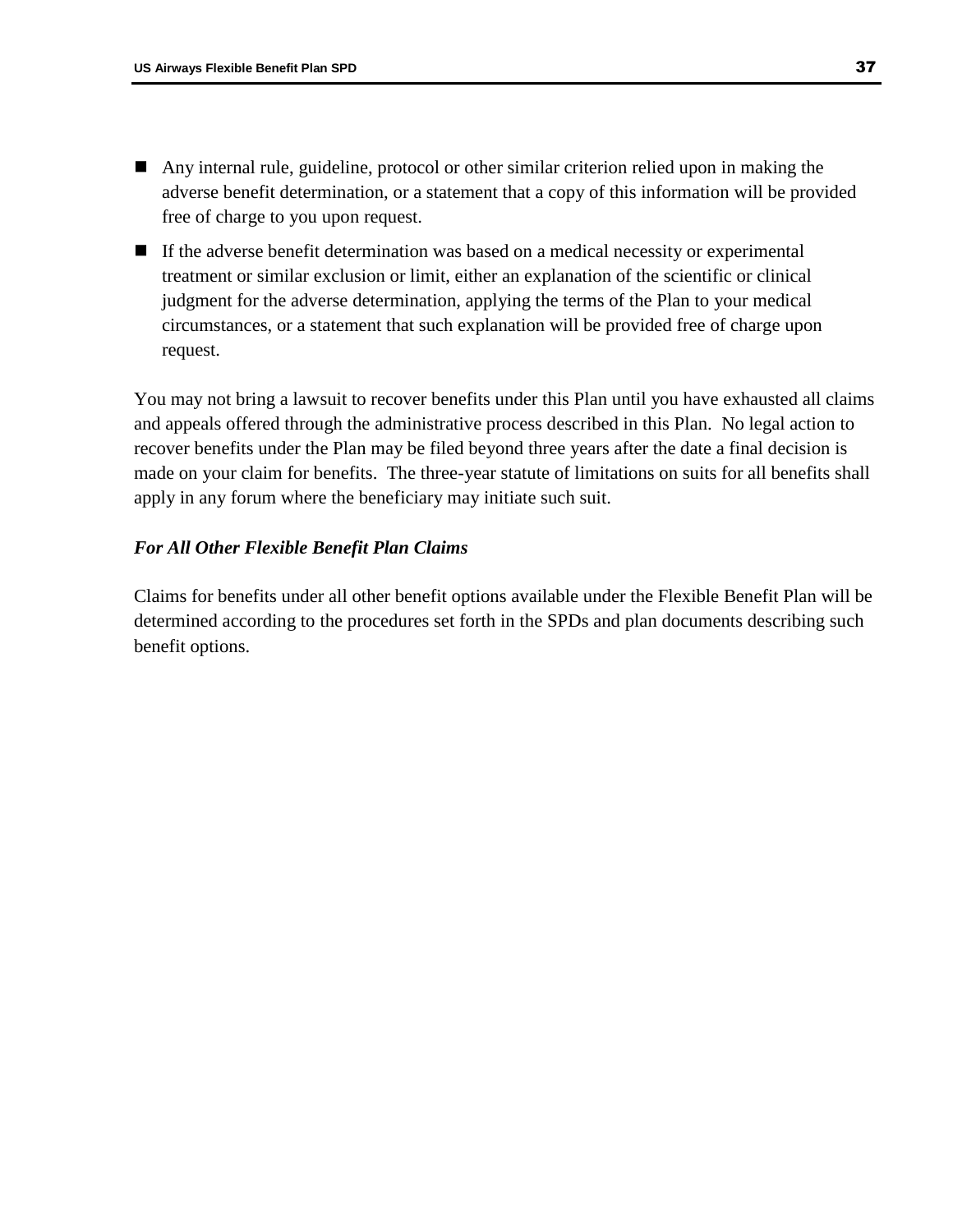- Any internal rule, guideline, protocol or other similar criterion relied upon in making the adverse benefit determination, or a statement that a copy of this information will be provided free of charge to you upon request.
- If the adverse benefit determination was based on a medical necessity or experimental treatment or similar exclusion or limit, either an explanation of the scientific or clinical judgment for the adverse determination, applying the terms of the Plan to your medical circumstances, or a statement that such explanation will be provided free of charge upon request.

You may not bring a lawsuit to recover benefits under this Plan until you have exhausted all claims and appeals offered through the administrative process described in this Plan. No legal action to recover benefits under the Plan may be filed beyond three years after the date a final decision is made on your claim for benefits. The three-year statute of limitations on suits for all benefits shall apply in any forum where the beneficiary may initiate such suit.

***For All Other Flexible Benefit Plan Claims***

Claims for benefits under all other benefit options available under the Flexible Benefit Plan will be determined according to the procedures set forth in the SPDs and plan documents describing such benefit options.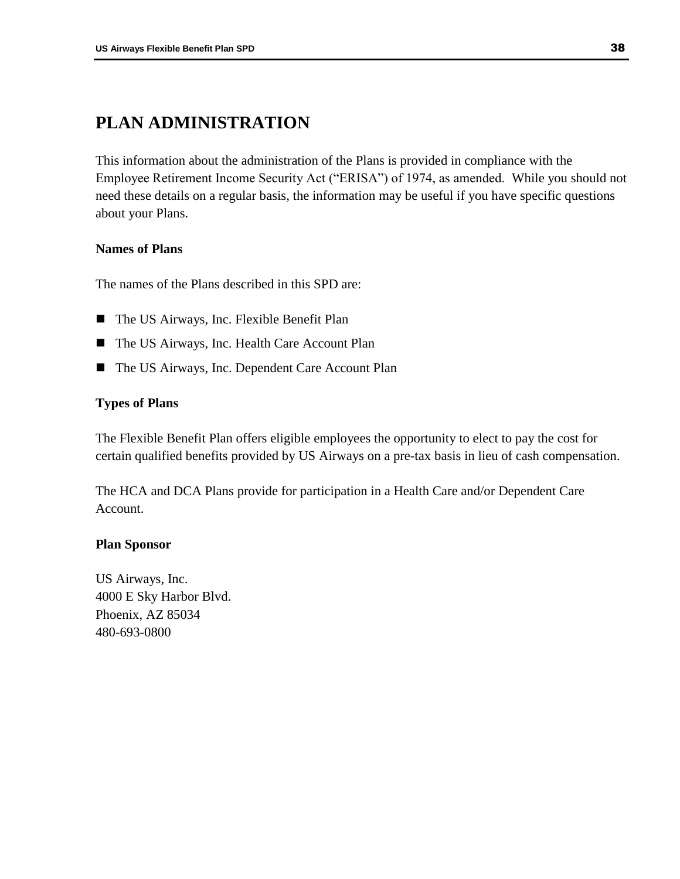# PLAN ADMINISTRATION

This information about the administration of the Plans is provided in compliance with the Employee Retirement Income Security Act ("ERISA") of 1974, as amended. While you should not need these details on a regular basis, the information may be useful if you have specific questions about your Plans.

### Names of Plans

The names of the Plans described in this SPD are:

- The US Airways, Inc. Flexible Benefit Plan
- The US Airways, Inc. Health Care Account Plan
- The US Airways, Inc. Dependent Care Account Plan

### Types of Plans

The Flexible Benefit Plan offers eligible employees the opportunity to elect to pay the cost for certain qualified benefits provided by US Airways on a pre-tax basis in lieu of cash compensation.

The HCA and DCA Plans provide for participation in a Health Care and/or Dependent Care Account.

### Plan Sponsor

US Airways, Inc.
4000 E Sky Harbor Blvd.
Phoenix, AZ 85034
480-693-0800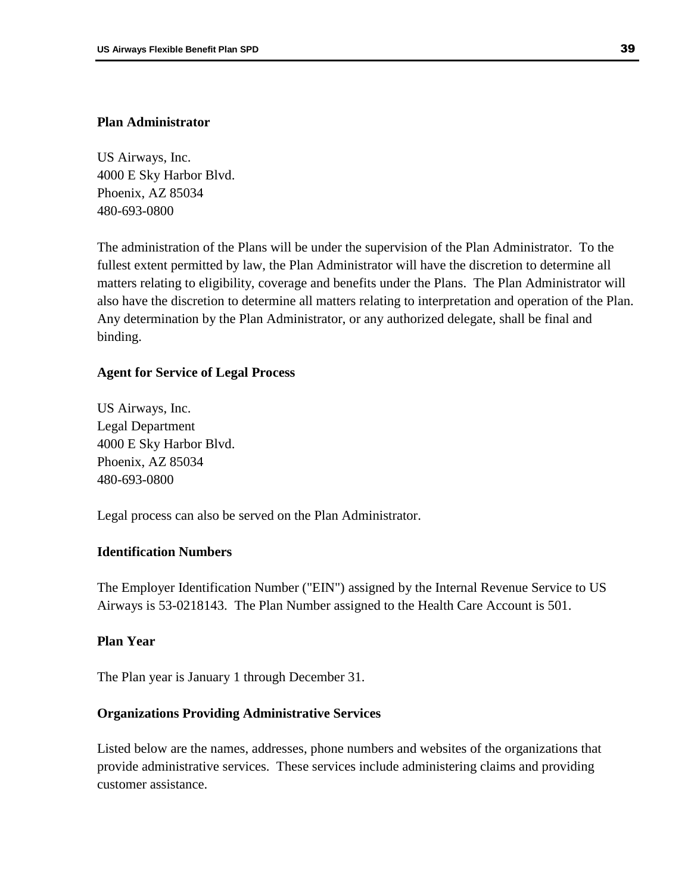**Plan Administrator**

US Airways, Inc.
4000 E Sky Harbor Blvd.
Phoenix, AZ 85034
480-693-0800

The administration of the Plans will be under the supervision of the Plan Administrator. To the fullest extent permitted by law, the Plan Administrator will have the discretion to determine all matters relating to eligibility, coverage and benefits under the Plans. The Plan Administrator will also have the discretion to determine all matters relating to interpretation and operation of the Plan. Any determination by the Plan Administrator, or any authorized delegate, shall be final and binding.

**Agent for Service of Legal Process**

US Airways, Inc.
Legal Department
4000 E Sky Harbor Blvd.
Phoenix, AZ 85034
480-693-0800

Legal process can also be served on the Plan Administrator.

**Identification Numbers**

The Employer Identification Number ("EIN") assigned by the Internal Revenue Service to US Airways is 53-0218143. The Plan Number assigned to the Health Care Account is 501.

**Plan Year**

The Plan year is January 1 through December 31.

**Organizations Providing Administrative Services**

Listed below are the names, addresses, phone numbers and websites of the organizations that provide administrative services. These services include administering claims and providing customer assistance.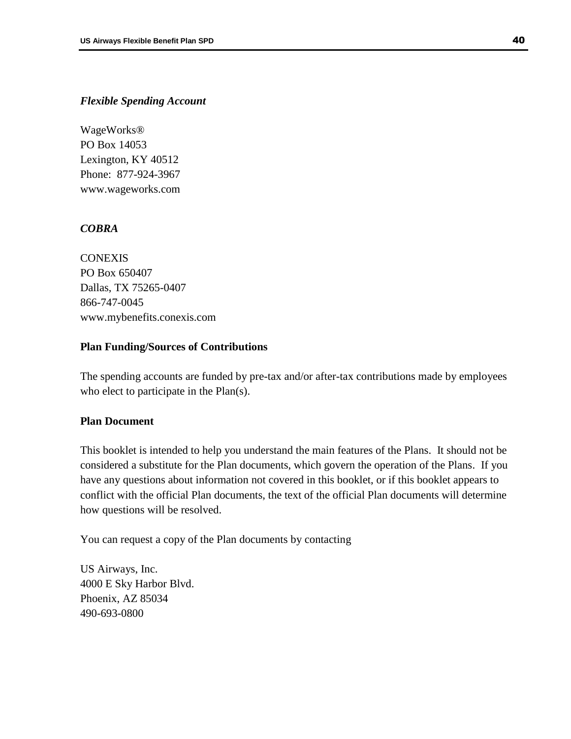***Flexible Spending Account***

WageWorks®
PO Box 14053
Lexington, KY 40512
Phone:  877-924-3967
www.wageworks.com

***COBRA***

CONEXIS
PO Box 650407
Dallas, TX 75265-0407
866-747-0045
www.mybenefits.conexis.com

**Plan Funding/Sources of Contributions**

The spending accounts are funded by pre-tax and/or after-tax contributions made by employees who elect to participate in the Plan(s).

**Plan Document**

This booklet is intended to help you understand the main features of the Plans.  It should not be considered a substitute for the Plan documents, which govern the operation of the Plans.  If you have any questions about information not covered in this booklet, or if this booklet appears to conflict with the official Plan documents, the text of the official Plan documents will determine how questions will be resolved.

You can request a copy of the Plan documents by contacting

US Airways, Inc.
4000 E Sky Harbor Blvd.
Phoenix, AZ 85034
490-693-0800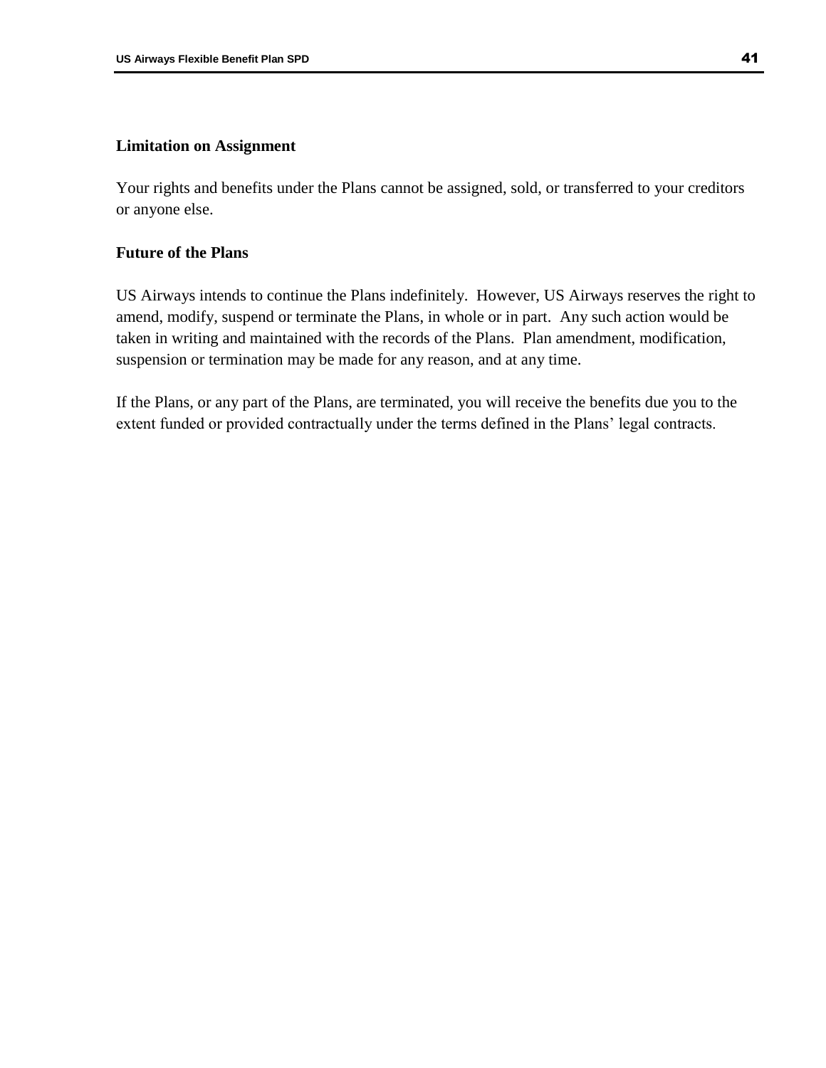**Limitation on Assignment**

Your rights and benefits under the Plans cannot be assigned, sold, or transferred to your creditors or anyone else.

**Future of the Plans**

US Airways intends to continue the Plans indefinitely. However, US Airways reserves the right to amend, modify, suspend or terminate the Plans, in whole or in part. Any such action would be taken in writing and maintained with the records of the Plans. Plan amendment, modification, suspension or termination may be made for any reason, and at any time.

If the Plans, or any part of the Plans, are terminated, you will receive the benefits due you to the extent funded or provided contractually under the terms defined in the Plans' legal contracts.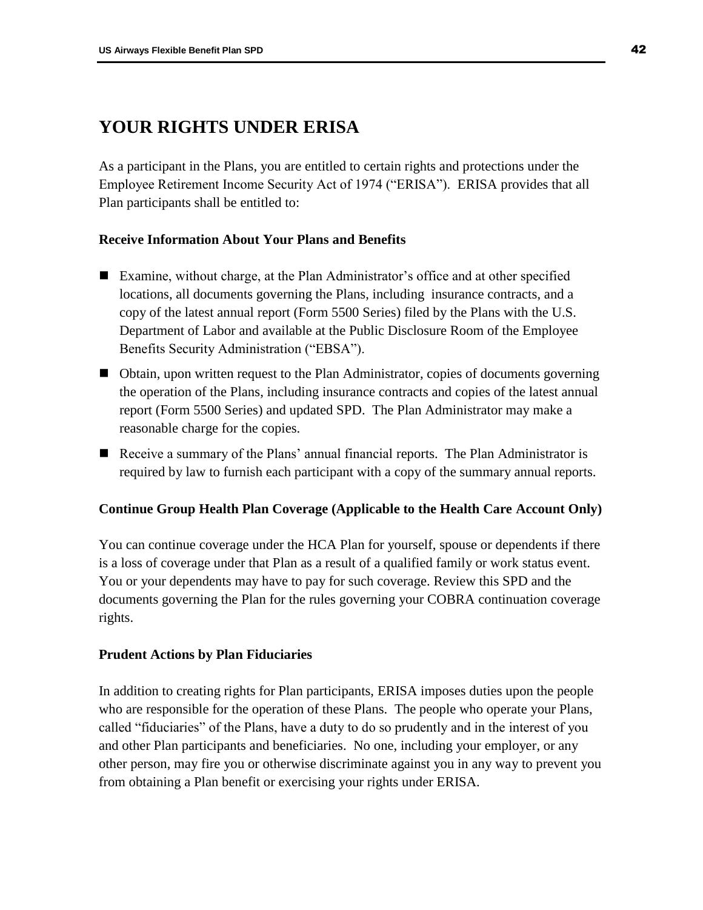# YOUR RIGHTS UNDER ERISA

As a participant in the Plans, you are entitled to certain rights and protections under the Employee Retirement Income Security Act of 1974 ("ERISA"). ERISA provides that all Plan participants shall be entitled to:

### Receive Information About Your Plans and Benefits

- Examine, without charge, at the Plan Administrator's office and at other specified locations, all documents governing the Plans, including insurance contracts, and a copy of the latest annual report (Form 5500 Series) filed by the Plans with the U.S. Department of Labor and available at the Public Disclosure Room of the Employee Benefits Security Administration ("EBSA").
- Obtain, upon written request to the Plan Administrator, copies of documents governing the operation of the Plans, including insurance contracts and copies of the latest annual report (Form 5500 Series) and updated SPD. The Plan Administrator may make a reasonable charge for the copies.
- Receive a summary of the Plans' annual financial reports. The Plan Administrator is required by law to furnish each participant with a copy of the summary annual reports.

### Continue Group Health Plan Coverage (Applicable to the Health Care Account Only)

You can continue coverage under the HCA Plan for yourself, spouse or dependents if there is a loss of coverage under that Plan as a result of a qualified family or work status event. You or your dependents may have to pay for such coverage. Review this SPD and the documents governing the Plan for the rules governing your COBRA continuation coverage rights.

### Prudent Actions by Plan Fiduciaries

In addition to creating rights for Plan participants, ERISA imposes duties upon the people who are responsible for the operation of these Plans. The people who operate your Plans, called "fiduciaries" of the Plans, have a duty to do so prudently and in the interest of you and other Plan participants and beneficiaries. No one, including your employer, or any other person, may fire you or otherwise discriminate against you in any way to prevent you from obtaining a Plan benefit or exercising your rights under ERISA.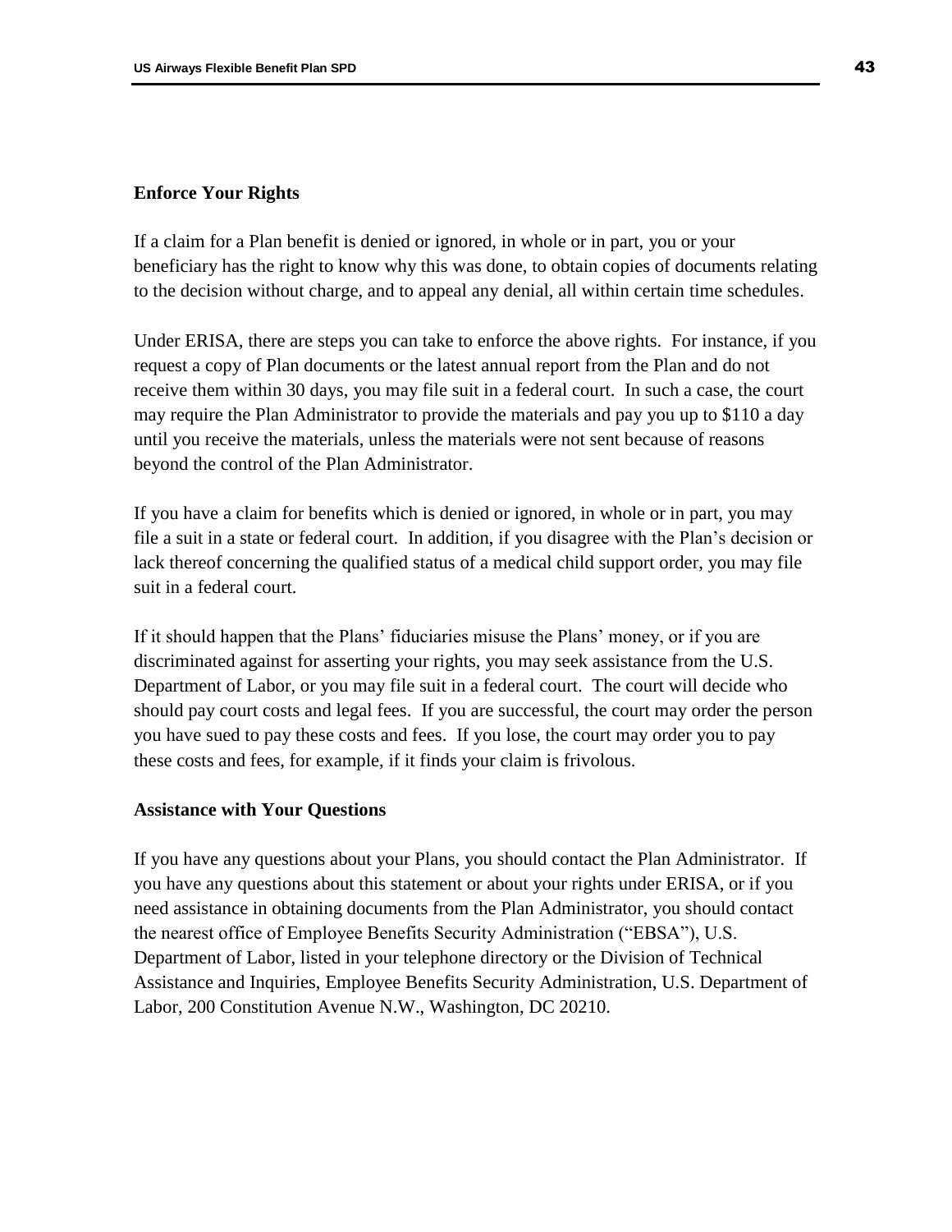### Enforce Your Rights

If a claim for a Plan benefit is denied or ignored, in whole or in part, you or your beneficiary has the right to know why this was done, to obtain copies of documents relating to the decision without charge, and to appeal any denial, all within certain time schedules.

Under ERISA, there are steps you can take to enforce the above rights. For instance, if you request a copy of Plan documents or the latest annual report from the Plan and do not receive them within 30 days, you may file suit in a federal court. In such a case, the court may require the Plan Administrator to provide the materials and pay you up to $110 a day until you receive the materials, unless the materials were not sent because of reasons beyond the control of the Plan Administrator.

If you have a claim for benefits which is denied or ignored, in whole or in part, you may file a suit in a state or federal court. In addition, if you disagree with the Plan's decision or lack thereof concerning the qualified status of a medical child support order, you may file suit in a federal court.

If it should happen that the Plans' fiduciaries misuse the Plans' money, or if you are discriminated against for asserting your rights, you may seek assistance from the U.S. Department of Labor, or you may file suit in a federal court. The court will decide who should pay court costs and legal fees. If you are successful, the court may order the person you have sued to pay these costs and fees. If you lose, the court may order you to pay these costs and fees, for example, if it finds your claim is frivolous.

### Assistance with Your Questions

If you have any questions about your Plans, you should contact the Plan Administrator. If you have any questions about this statement or about your rights under ERISA, or if you need assistance in obtaining documents from the Plan Administrator, you should contact the nearest office of Employee Benefits Security Administration ("EBSA"), U.S. Department of Labor, listed in your telephone directory or the Division of Technical Assistance and Inquiries, Employee Benefits Security Administration, U.S. Department of Labor, 200 Constitution Avenue N.W., Washington, DC 20210.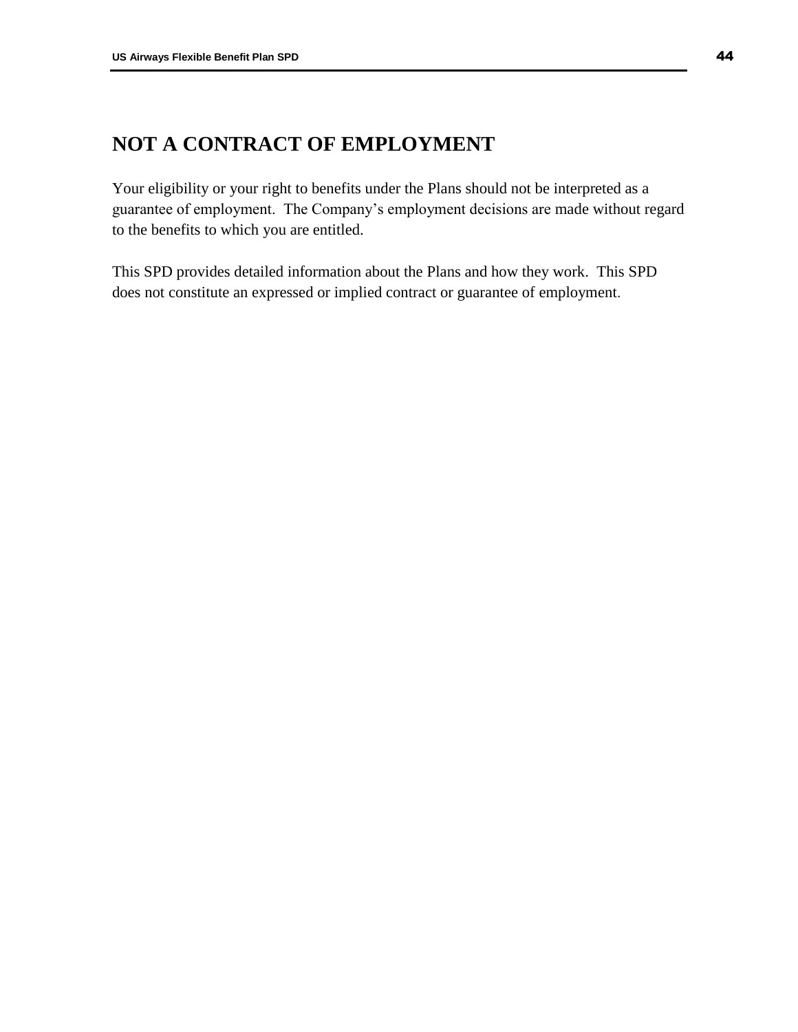# NOT A CONTRACT OF EMPLOYMENT

Your eligibility or your right to benefits under the Plans should not be interpreted as a guarantee of employment. The Company's employment decisions are made without regard to the benefits to which you are entitled.

This SPD provides detailed information about the Plans and how they work. This SPD does not constitute an expressed or implied contract or guarantee of employment.